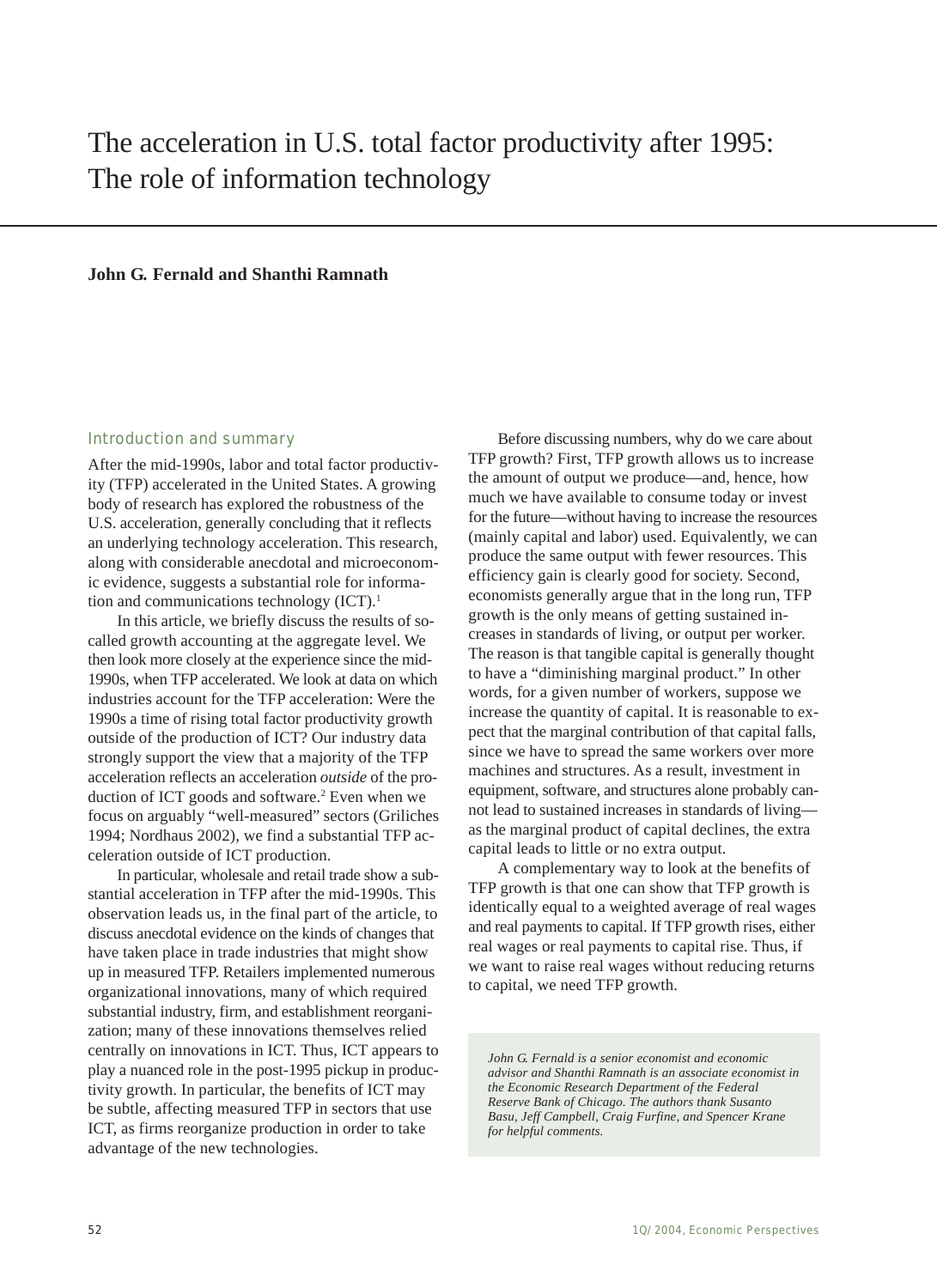# The acceleration in U.S. total factor productivity after 1995: The role of information technology

**John G. Fernald and Shanthi Ramnath**

## Introduction and summary

After the mid-1990s, labor and total factor productivity (TFP) accelerated in the United States. A growing body of research has explored the robustness of the U.S. acceleration, generally concluding that it reflects an underlying technology acceleration. This research, along with considerable anecdotal and microeconomic evidence, suggests a substantial role for information and communications technology (ICT).[1]

In this article, we briefly discuss the results of so-called growth accounting at the aggregate level. We then look more closely at the experience since the mid-1990s, when TFP accelerated. We look at data on which industries account for the TFP acceleration: Were the 1990s a time of rising total factor productivity growth outside of the production of ICT? Our industry data strongly support the view that a majority of the TFP acceleration reflects an acceleration *outside* of the production of ICT goods and software.[2] Even when we focus on arguably "well-measured" sectors (Griliches 1994; Nordhaus 2002), we find a substantial TFP acceleration outside of ICT production.

In particular, wholesale and retail trade show a substantial acceleration in TFP after the mid-1990s. This observation leads us, in the final part of the article, to discuss anecdotal evidence on the kinds of changes that have taken place in trade industries that might show up in measured TFP. Retailers implemented numerous organizational innovations, many of which required substantial industry, firm, and establishment reorganization; many of these innovations themselves relied centrally on innovations in ICT. Thus, ICT appears to play a nuanced role in the post-1995 pickup in productivity growth. In particular, the benefits of ICT may be subtle, affecting measured TFP in sectors that use ICT, as firms reorganize production in order to take advantage of the new technologies.

Before discussing numbers, why do we care about TFP growth? First, TFP growth allows us to increase the amount of output we produce—and, hence, how much we have available to consume today or invest for the future—without having to increase the resources (mainly capital and labor) used. Equivalently, we can produce the same output with fewer resources. This efficiency gain is clearly good for society. Second, economists generally argue that in the long run, TFP growth is the only means of getting sustained increases in standards of living, or output per worker. The reason is that tangible capital is generally thought to have a "diminishing marginal product." In other words, for a given number of workers, suppose we increase the quantity of capital. It is reasonable to expect that the marginal contribution of that capital falls, since we have to spread the same workers over more machines and structures. As a result, investment in equipment, software, and structures alone probably cannot lead to sustained increases in standards of living—as the marginal product of capital declines, the extra capital leads to little or no extra output.

A complementary way to look at the benefits of TFP growth is that one can show that TFP growth is identically equal to a weighted average of real wages and real payments to capital. If TFP growth rises, either real wages or real payments to capital rise. Thus, if we want to raise real wages without reducing returns to capital, we need TFP growth.

*John G. Fernald is a senior economist and economic advisor and Shanthi Ramnath is an associate economist in the Economic Research Department of the Federal Reserve Bank of Chicago. The authors thank Susanto Basu, Jeff Campbell, Craig Furfine, and Spencer Krane for helpful comments.*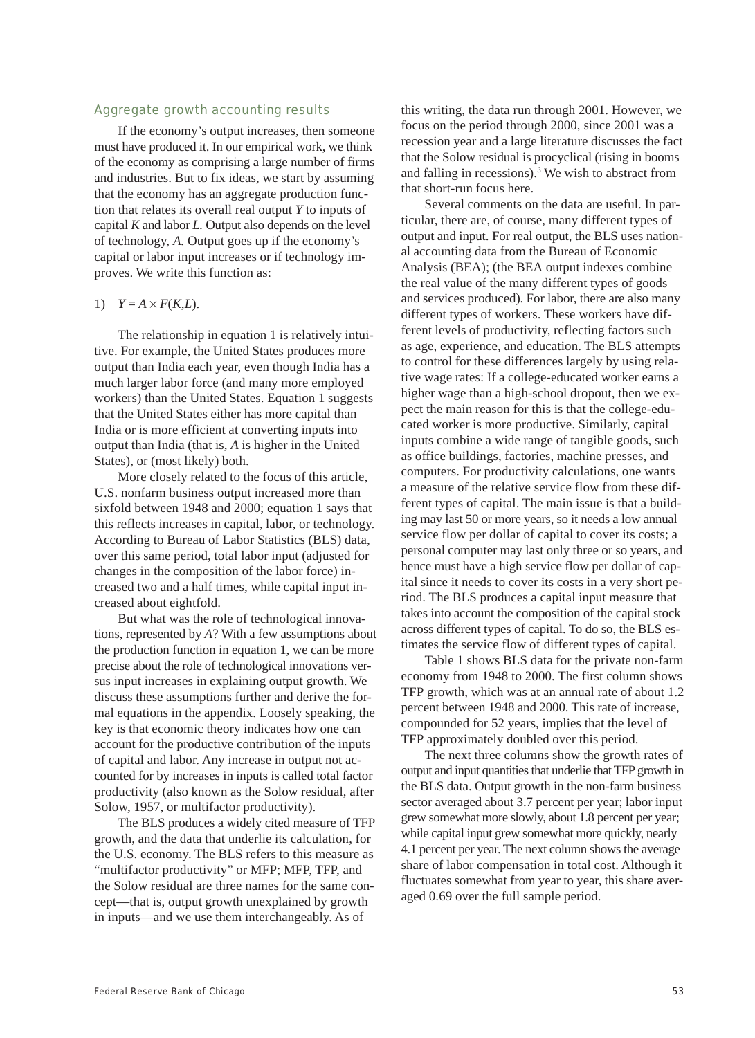## Aggregate growth accounting results

If the economy's output increases, then someone must have produced it. In our empirical work, we think of the economy as comprising a large number of firms and industries. But to fix ideas, we start by assuming that the economy has an aggregate production function that relates its overall real output $Y$ to inputs of capital $K$ and labor $L$. Output also depends on the level of technology, $A$. Output goes up if the economy's capital or labor input increases or if technology improves. We write this function as:

$$1) \quad Y = A \times F(K,L).$$

The relationship in equation 1 is relatively intuitive. For example, the United States produces more output than India each year, even though India has a much larger labor force (and many more employed workers) than the United States. Equation 1 suggests that the United States either has more capital than India or is more efficient at converting inputs into output than India (that is, $A$ is higher in the United States), or (most likely) both.

More closely related to the focus of this article, U.S. nonfarm business output increased more than sixfold between 1948 and 2000; equation 1 says that this reflects increases in capital, labor, or technology. According to Bureau of Labor Statistics (BLS) data, over this same period, total labor input (adjusted for changes in the composition of the labor force) increased two and a half times, while capital input increased about eightfold.

But what was the role of technological innovations, represented by $A$? With a few assumptions about the production function in equation 1, we can be more precise about the role of technological innovations versus input increases in explaining output growth. We discuss these assumptions further and derive the formal equations in the appendix. Loosely speaking, the key is that economic theory indicates how one can account for the productive contribution of the inputs of capital and labor. Any increase in output not accounted for by increases in inputs is called total factor productivity (also known as the Solow residual, after Solow, 1957, or multifactor productivity).

The BLS produces a widely cited measure of TFP growth, and the data that underlie its calculation, for the U.S. economy. The BLS refers to this measure as "multifactor productivity" or MFP; MFP, TFP, and the Solow residual are three names for the same concept—that is, output growth unexplained by growth in inputs—and we use them interchangeably. As of this writing, the data run through 2001. However, we focus on the period through 2000, since 2001 was a recession year and a large literature discusses the fact that the Solow residual is procyclical (rising in booms and falling in recessions).[3] We wish to abstract from that short-run focus here.

Several comments on the data are useful. In particular, there are, of course, many different types of output and input. For real output, the BLS uses national accounting data from the Bureau of Economic Analysis (BEA); (the BEA output indexes combine the real value of the many different types of goods and services produced). For labor, there are also many different types of workers. These workers have different levels of productivity, reflecting factors such as age, experience, and education. The BLS attempts to control for these differences largely by using relative wage rates: If a college-educated worker earns a higher wage than a high-school dropout, then we expect the main reason for this is that the college-educated worker is more productive. Similarly, capital inputs combine a wide range of tangible goods, such as office buildings, factories, machine presses, and computers. For productivity calculations, one wants a measure of the relative service flow from these different types of capital. The main issue is that a building may last 50 or more years, so it needs a low annual service flow per dollar of capital to cover its costs; a personal computer may last only three or so years, and hence must have a high service flow per dollar of capital since it needs to cover its costs in a very short period. The BLS produces a capital input measure that takes into account the composition of the capital stock across different types of capital. To do so, the BLS estimates the service flow of different types of capital.

Table 1 shows BLS data for the private non-farm economy from 1948 to 2000. The first column shows TFP growth, which was at an annual rate of about 1.2 percent between 1948 and 2000. This rate of increase, compounded for 52 years, implies that the level of TFP approximately doubled over this period.

The next three columns show the growth rates of output and input quantities that underlie that TFP growth in the BLS data. Output growth in the non-farm business sector averaged about 3.7 percent per year; labor input grew somewhat more slowly, about 1.8 percent per year; while capital input grew somewhat more quickly, nearly 4.1 percent per year. The next column shows the average share of labor compensation in total cost. Although it fluctuates somewhat from year to year, this share averaged 0.69 over the full sample period.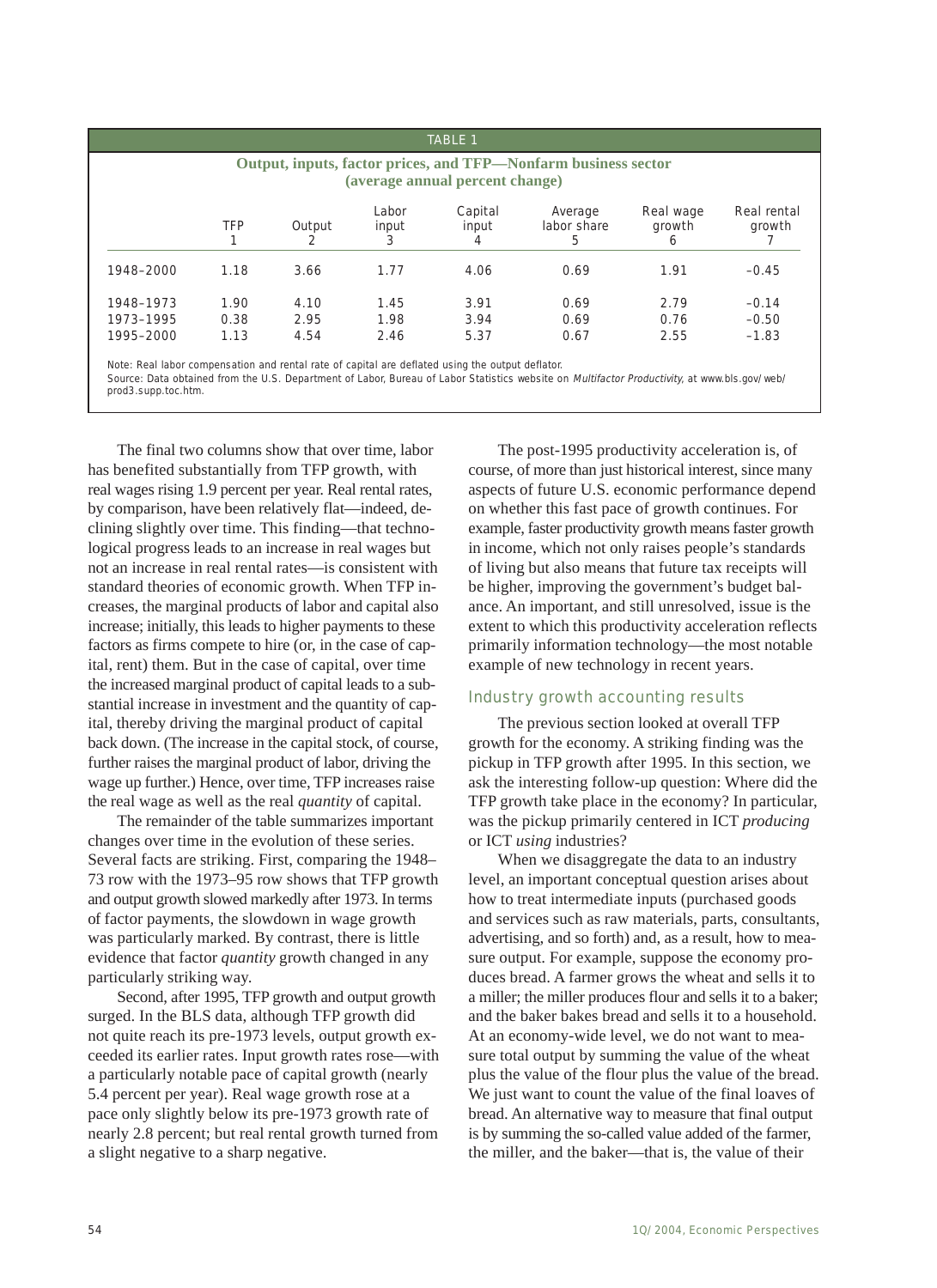TABLE 1

**Output, inputs, factor prices, and TFP—Nonfarm business sector (average annual percent change)**

| | TFP 1 | Output 2 | Labor input 3 | Capital input 4 | Average labor share 5 | Real wage growth 6 | Real rental growth 7 |
|---|---|---|---|---|---|---|---|
| 1948–2000 | 1.18 | 3.66 | 1.77 | 4.06 | 0.69 | 1.91 | –0.45 |
| 1948–1973 | 1.90 | 4.10 | 1.45 | 3.91 | 0.69 | 2.79 | –0.14 |
| 1973–1995 | 0.38 | 2.95 | 1.98 | 3.94 | 0.69 | 0.76 | –0.50 |
| 1995–2000 | 1.13 | 4.54 | 2.46 | 5.37 | 0.67 | 2.55 | –1.83 |

Note: Real labor compensation and rental rate of capital are deflated using the output deflator.
Source: Data obtained from the U.S. Department of Labor, Bureau of Labor Statistics website on *Multifactor Productivity*, at www.bls.gov/web/prod3.supp.toc.htm.

The final two columns show that over time, labor has benefited substantially from TFP growth, with real wages rising 1.9 percent per year. Real rental rates, by comparison, have been relatively flat—indeed, declining slightly over time. This finding—that technological progress leads to an increase in real wages but not an increase in real rental rates—is consistent with standard theories of economic growth. When TFP increases, the marginal products of labor and capital also increase; initially, this leads to higher payments to these factors as firms compete to hire (or, in the case of capital, rent) them. But in the case of capital, over time the increased marginal product of capital leads to a substantial increase in investment and the quantity of capital, thereby driving the marginal product of capital back down. (The increase in the capital stock, of course, further raises the marginal product of labor, driving the wage up further.) Hence, over time, TFP increases raise the real wage as well as the real *quantity* of capital.

The remainder of the table summarizes important changes over time in the evolution of these series. Several facts are striking. First, comparing the 1948–73 row with the 1973–95 row shows that TFP growth and output growth slowed markedly after 1973. In terms of factor payments, the slowdown in wage growth was particularly marked. By contrast, there is little evidence that factor *quantity* growth changed in any particularly striking way.

Second, after 1995, TFP growth and output growth surged. In the BLS data, although TFP growth did not quite reach its pre-1973 levels, output growth exceeded its earlier rates. Input growth rates rose—with a particularly notable pace of capital growth (nearly 5.4 percent per year). Real wage growth rose at a pace only slightly below its pre-1973 growth rate of nearly 2.8 percent; but real rental growth turned from a slight negative to a sharp negative.

The post-1995 productivity acceleration is, of course, of more than just historical interest, since many aspects of future U.S. economic performance depend on whether this fast pace of growth continues. For example, faster productivity growth means faster growth in income, which not only raises people's standards of living but also means that future tax receipts will be higher, improving the government's budget balance. An important, and still unresolved, issue is the extent to which this productivity acceleration reflects primarily information technology—the most notable example of new technology in recent years.

## Industry growth accounting results

The previous section looked at overall TFP growth for the economy. A striking finding was the pickup in TFP growth after 1995. In this section, we ask the interesting follow-up question: Where did the TFP growth take place in the economy? In particular, was the pickup primarily centered in ICT *producing* or ICT *using* industries?

When we disaggregate the data to an industry level, an important conceptual question arises about how to treat intermediate inputs (purchased goods and services such as raw materials, parts, consultants, advertising, and so forth) and, as a result, how to measure output. For example, suppose the economy produces bread. A farmer grows the wheat and sells it to a miller; the miller produces flour and sells it to a baker; and the baker bakes bread and sells it to a household. At an economy-wide level, we do not want to measure total output by summing the value of the wheat plus the value of the flour plus the value of the bread. We just want to count the value of the final loaves of bread. An alternative way to measure that final output is by summing the so-called value added of the farmer, the miller, and the baker—that is, the value of their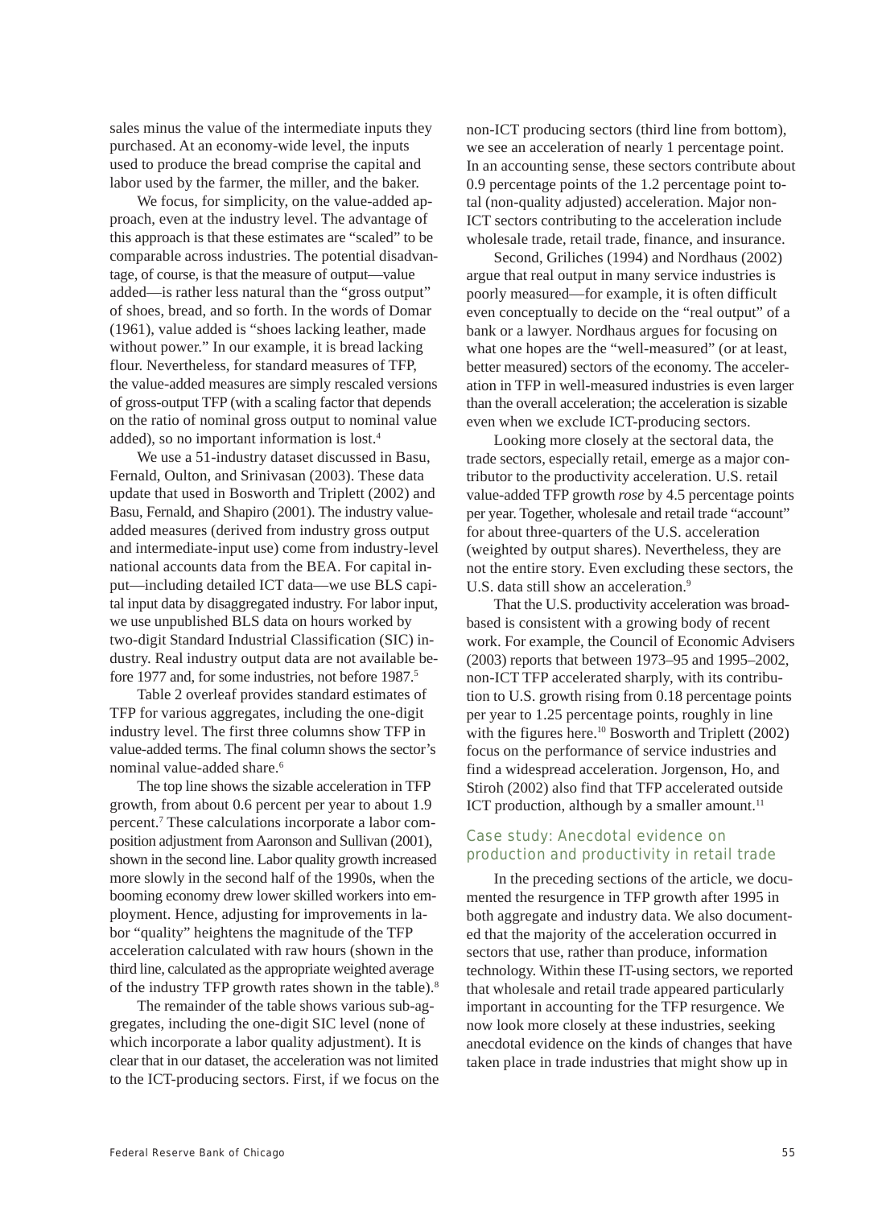sales minus the value of the intermediate inputs they purchased. At an economy-wide level, the inputs used to produce the bread comprise the capital and labor used by the farmer, the miller, and the baker.

We focus, for simplicity, on the value-added approach, even at the industry level. The advantage of this approach is that these estimates are "scaled" to be comparable across industries. The potential disadvantage, of course, is that the measure of output—value added—is rather less natural than the "gross output" of shoes, bread, and so forth. In the words of Domar (1961), value added is "shoes lacking leather, made without power." In our example, it is bread lacking flour. Nevertheless, for standard measures of TFP, the value-added measures are simply rescaled versions of gross-output TFP (with a scaling factor that depends on the ratio of nominal gross output to nominal value added), so no important information is lost.[4]

We use a 51-industry dataset discussed in Basu, Fernald, Oulton, and Srinivasan (2003). These data update that used in Bosworth and Triplett (2002) and Basu, Fernald, and Shapiro (2001). The industry value-added measures (derived from industry gross output and intermediate-input use) come from industry-level national accounts data from the BEA. For capital input—including detailed ICT data—we use BLS capital input data by disaggregated industry. For labor input, we use unpublished BLS data on hours worked by two-digit Standard Industrial Classification (SIC) industry. Real industry output data are not available before 1977 and, for some industries, not before 1987.[5]

Table 2 overleaf provides standard estimates of TFP for various aggregates, including the one-digit industry level. The first three columns show TFP in value-added terms. The final column shows the sector's nominal value-added share.[6]

The top line shows the sizable acceleration in TFP growth, from about 0.6 percent per year to about 1.9 percent.[7] These calculations incorporate a labor composition adjustment from Aaronson and Sullivan (2001), shown in the second line. Labor quality growth increased more slowly in the second half of the 1990s, when the booming economy drew lower skilled workers into employment. Hence, adjusting for improvements in labor "quality" heightens the magnitude of the TFP acceleration calculated with raw hours (shown in the third line, calculated as the appropriate weighted average of the industry TFP growth rates shown in the table).[8]

The remainder of the table shows various sub-aggregates, including the one-digit SIC level (none of which incorporate a labor quality adjustment). It is clear that in our dataset, the acceleration was not limited to the ICT-producing sectors. First, if we focus on the non-ICT producing sectors (third line from bottom), we see an acceleration of nearly 1 percentage point. In an accounting sense, these sectors contribute about 0.9 percentage points of the 1.2 percentage point total (non-quality adjusted) acceleration. Major non-ICT sectors contributing to the acceleration include wholesale trade, retail trade, finance, and insurance.

Second, Griliches (1994) and Nordhaus (2002) argue that real output in many service industries is poorly measured—for example, it is often difficult even conceptually to decide on the "real output" of a bank or a lawyer. Nordhaus argues for focusing on what one hopes are the "well-measured" (or at least, better measured) sectors of the economy. The acceleration in TFP in well-measured industries is even larger than the overall acceleration; the acceleration is sizable even when we exclude ICT-producing sectors.

Looking more closely at the sectoral data, the trade sectors, especially retail, emerge as a major contributor to the productivity acceleration. U.S. retail value-added TFP growth *rose* by 4.5 percentage points per year. Together, wholesale and retail trade "account" for about three-quarters of the U.S. acceleration (weighted by output shares). Nevertheless, they are not the entire story. Even excluding these sectors, the U.S. data still show an acceleration.[9]

That the U.S. productivity acceleration was broad-based is consistent with a growing body of recent work. For example, the Council of Economic Advisers (2003) reports that between 1973–95 and 1995–2002, non-ICT TFP accelerated sharply, with its contribution to U.S. growth rising from 0.18 percentage points per year to 1.25 percentage points, roughly in line with the figures here.[10] Bosworth and Triplett (2002) focus on the performance of service industries and find a widespread acceleration. Jorgenson, Ho, and Stiroh (2002) also find that TFP accelerated outside ICT production, although by a smaller amount.[11]

## Case study: Anecdotal evidence on production and productivity in retail trade

In the preceding sections of the article, we documented the resurgence in TFP growth after 1995 in both aggregate and industry data. We also documented that the majority of the acceleration occurred in sectors that use, rather than produce, information technology. Within these IT-using sectors, we reported that wholesale and retail trade appeared particularly important in accounting for the TFP resurgence. We now look more closely at these industries, seeking anecdotal evidence on the kinds of changes that have taken place in trade industries that might show up in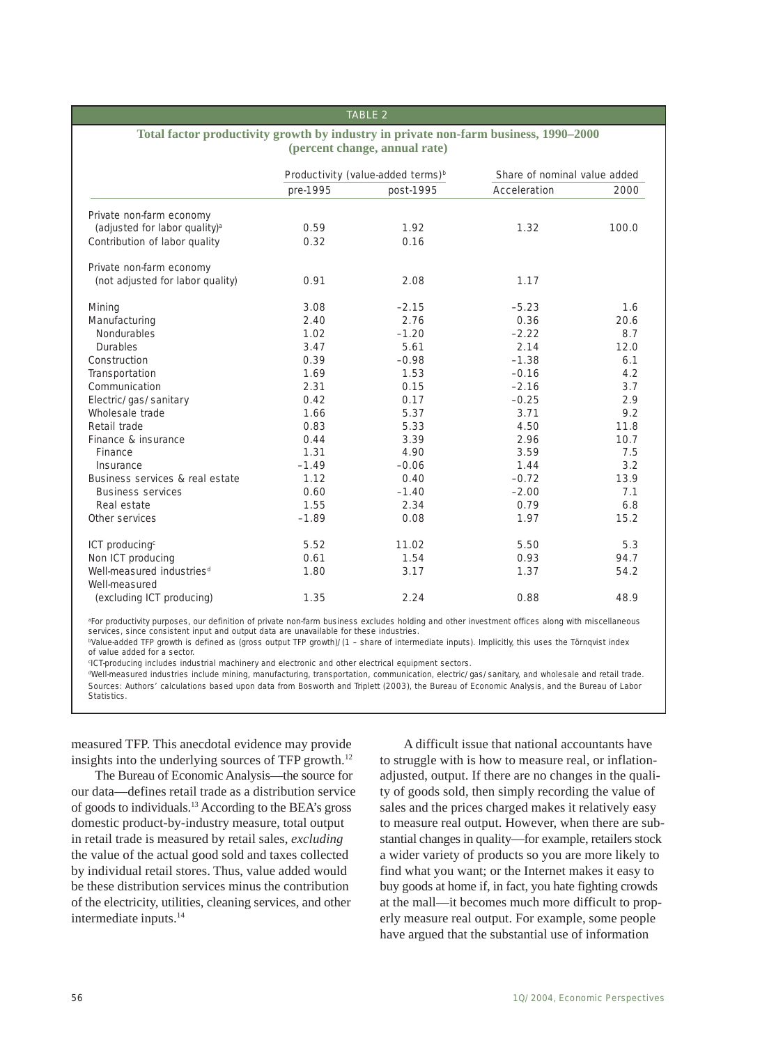TABLE 2

**Total factor productivity growth by industry in private non-farm business, 1990–2000 (percent change, annual rate)**

| | Productivity (value-added terms)[b] | | | Share of nominal value added |
|---|---|---|---|---|
| | pre-1995 | post-1995 | Acceleration | 2000 |
| Private non-farm economy (adjusted for labor quality)[a] | 0.59 | 1.92 | 1.32 | 100.0 |
| Contribution of labor quality | 0.32 | 0.16 | | |
| Private non-farm economy (not adjusted for labor quality) | 0.91 | 2.08 | 1.17 | |
| Mining | 3.08 | –2.15 | –5.23 | 1.6 |
| Manufacturing | 2.40 | 2.76 | 0.36 | 20.6 |
| Nondurables | 1.02 | –1.20 | –2.22 | 8.7 |
| Durables | 3.47 | 5.61 | 2.14 | 12.0 |
| Construction | 0.39 | –0.98 | –1.38 | 6.1 |
| Transportation | 1.69 | 1.53 | –0.16 | 4.2 |
| Communication | 2.31 | 0.15 | –2.16 | 3.7 |
| Electric/gas/sanitary | 0.42 | 0.17 | –0.25 | 2.9 |
| Wholesale trade | 1.66 | 5.37 | 3.71 | 9.2 |
| Retail trade | 0.83 | 5.33 | 4.50 | 11.8 |
| Finance & insurance | 0.44 | 3.39 | 2.96 | 10.7 |
| Finance | 1.31 | 4.90 | 3.59 | 7.5 |
| Insurance | –1.49 | –0.06 | 1.44 | 3.2 |
| Business services & real estate | 1.12 | 0.40 | –0.72 | 13.9 |
| Business services | 0.60 | –1.40 | –2.00 | 7.1 |
| Real estate | 1.55 | 2.34 | 0.79 | 6.8 |
| Other services | –1.89 | 0.08 | 1.97 | 15.2 |
| ICT producing[c] | 5.52 | 11.02 | 5.50 | 5.3 |
| Non ICT producing | 0.61 | 1.54 | 0.93 | 94.7 |
| Well-measured industries[d] | 1.80 | 3.17 | 1.37 | 54.2 |
| Well-measured (excluding ICT producing) | 1.35 | 2.24 | 0.88 | 48.9 |

[a]For productivity purposes, our definition of private non-farm business excludes holding and other investment offices along with miscellaneous services, since consistent input and output data are unavailable for these industries.
[b]Value-added TFP growth is defined as (gross output TFP growth)/(1 – share of intermediate inputs). Implicitly, this uses the Törnqvist index of value added for a sector.
[c]ICT-producing includes industrial machinery and electronic and other electrical equipment sectors.
[d]Well-measured industries include mining, manufacturing, transportation, communication, electric/gas/sanitary, and wholesale and retail trade.
Sources: Authors' calculations based upon data from Bosworth and Triplett (2003), the Bureau of Economic Analysis, and the Bureau of Labor Statistics.

measured TFP. This anecdotal evidence may provide insights into the underlying sources of TFP growth.[12]

The Bureau of Economic Analysis—the source for our data—defines retail trade as a distribution service of goods to individuals.[13] According to the BEA's gross domestic product-by-industry measure, total output in retail trade is measured by retail sales, *excluding* the value of the actual good sold and taxes collected by individual retail stores. Thus, value added would be these distribution services minus the contribution of the electricity, utilities, cleaning services, and other intermediate inputs.[14]

A difficult issue that national accountants have to struggle with is how to measure real, or inflation-adjusted, output. If there are no changes in the quality of goods sold, then simply recording the value of sales and the prices charged makes it relatively easy to measure real output. However, when there are substantial changes in quality—for example, retailers stock a wider variety of products so you are more likely to find what you want; or the Internet makes it easy to buy goods at home if, in fact, you hate fighting crowds at the mall—it becomes much more difficult to properly measure real output. For example, some people have argued that the substantial use of information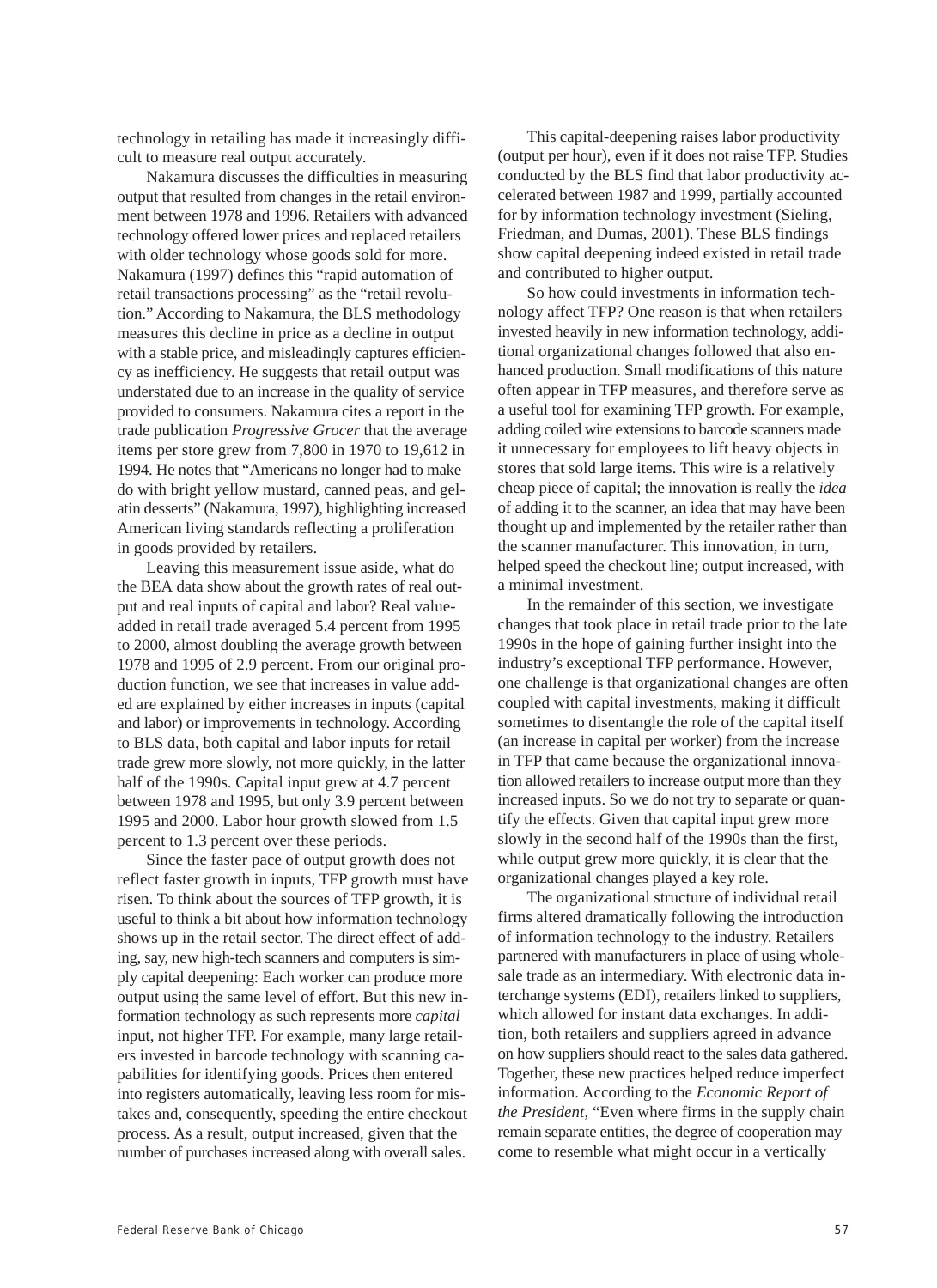technology in retailing has made it increasingly difficult to measure real output accurately.

Nakamura discusses the difficulties in measuring output that resulted from changes in the retail environment between 1978 and 1996. Retailers with advanced technology offered lower prices and replaced retailers with older technology whose goods sold for more. Nakamura (1997) defines this "rapid automation of retail transactions processing" as the "retail revolution." According to Nakamura, the BLS methodology measures this decline in price as a decline in output with a stable price, and misleadingly captures efficiency as inefficiency. He suggests that retail output was understated due to an increase in the quality of service provided to consumers. Nakamura cites a report in the trade publication *Progressive Grocer* that the average items per store grew from 7,800 in 1970 to 19,612 in 1994. He notes that "Americans no longer had to make do with bright yellow mustard, canned peas, and gelatin desserts" (Nakamura, 1997), highlighting increased American living standards reflecting a proliferation in goods provided by retailers.

Leaving this measurement issue aside, what do the BEA data show about the growth rates of real output and real inputs of capital and labor? Real value-added in retail trade averaged 5.4 percent from 1995 to 2000, almost doubling the average growth between 1978 and 1995 of 2.9 percent. From our original production function, we see that increases in value added are explained by either increases in inputs (capital and labor) or improvements in technology. According to BLS data, both capital and labor inputs for retail trade grew more slowly, not more quickly, in the latter half of the 1990s. Capital input grew at 4.7 percent between 1978 and 1995, but only 3.9 percent between 1995 and 2000. Labor hour growth slowed from 1.5 percent to 1.3 percent over these periods.

Since the faster pace of output growth does not reflect faster growth in inputs, TFP growth must have risen. To think about the sources of TFP growth, it is useful to think a bit about how information technology shows up in the retail sector. The direct effect of adding, say, new high-tech scanners and computers is simply capital deepening: Each worker can produce more output using the same level of effort. But this new information technology as such represents more *capital* input, not higher TFP. For example, many large retailers invested in barcode technology with scanning capabilities for identifying goods. Prices then entered into registers automatically, leaving less room for mistakes and, consequently, speeding the entire checkout process. As a result, output increased, given that the number of purchases increased along with overall sales.

This capital-deepening raises labor productivity (output per hour), even if it does not raise TFP. Studies conducted by the BLS find that labor productivity accelerated between 1987 and 1999, partially accounted for by information technology investment (Sieling, Friedman, and Dumas, 2001). These BLS findings show capital deepening indeed existed in retail trade and contributed to higher output.

So how could investments in information technology affect TFP? One reason is that when retailers invested heavily in new information technology, additional organizational changes followed that also enhanced production. Small modifications of this nature often appear in TFP measures, and therefore serve as a useful tool for examining TFP growth. For example, adding coiled wire extensions to barcode scanners made it unnecessary for employees to lift heavy objects in stores that sold large items. This wire is a relatively cheap piece of capital; the innovation is really the *idea* of adding it to the scanner, an idea that may have been thought up and implemented by the retailer rather than the scanner manufacturer. This innovation, in turn, helped speed the checkout line; output increased, with a minimal investment.

In the remainder of this section, we investigate changes that took place in retail trade prior to the late 1990s in the hope of gaining further insight into the industry's exceptional TFP performance. However, one challenge is that organizational changes are often coupled with capital investments, making it difficult sometimes to disentangle the role of the capital itself (an increase in capital per worker) from the increase in TFP that came because the organizational innovation allowed retailers to increase output more than they increased inputs. So we do not try to separate or quantify the effects. Given that capital input grew more slowly in the second half of the 1990s than the first, while output grew more quickly, it is clear that the organizational changes played a key role.

The organizational structure of individual retail firms altered dramatically following the introduction of information technology to the industry. Retailers partnered with manufacturers in place of using wholesale trade as an intermediary. With electronic data interchange systems (EDI), retailers linked to suppliers, which allowed for instant data exchanges. In addition, both retailers and suppliers agreed in advance on how suppliers should react to the sales data gathered. Together, these new practices helped reduce imperfect information. According to the *Economic Report of the President*, "Even where firms in the supply chain remain separate entities, the degree of cooperation may come to resemble what might occur in a vertically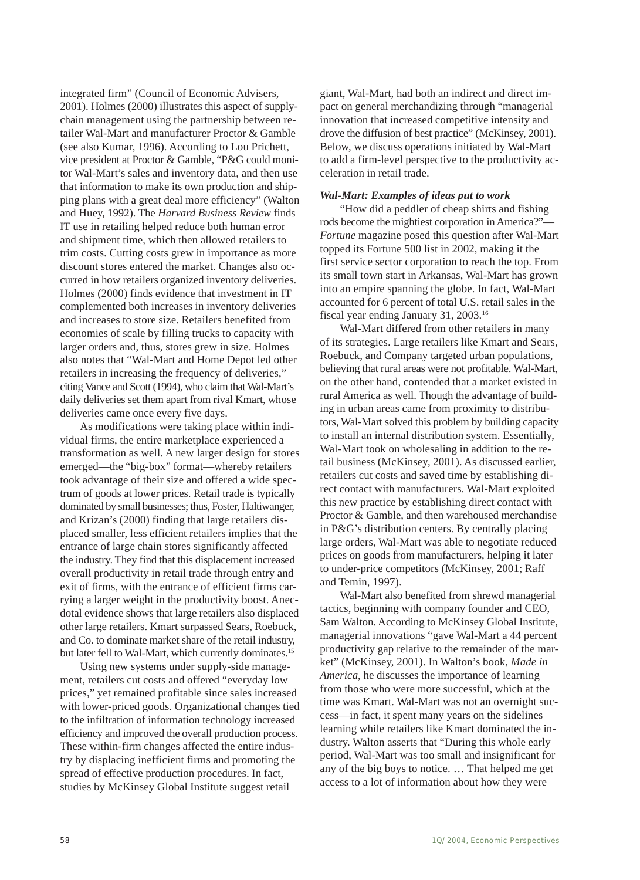integrated firm" (Council of Economic Advisers, 2001). Holmes (2000) illustrates this aspect of supply-chain management using the partnership between retailer Wal-Mart and manufacturer Proctor & Gamble (see also Kumar, 1996). According to Lou Prichett, vice president at Proctor & Gamble, "P&G could monitor Wal-Mart's sales and inventory data, and then use that information to make its own production and shipping plans with a great deal more efficiency" (Walton and Huey, 1992). The *Harvard Business Review* finds IT use in retailing helped reduce both human error and shipment time, which then allowed retailers to trim costs. Cutting costs grew in importance as more discount stores entered the market. Changes also occurred in how retailers organized inventory deliveries. Holmes (2000) finds evidence that investment in IT complemented both increases in inventory deliveries and increases to store size. Retailers benefited from economies of scale by filling trucks to capacity with larger orders and, thus, stores grew in size. Holmes also notes that "Wal-Mart and Home Depot led other retailers in increasing the frequency of deliveries," citing Vance and Scott (1994), who claim that Wal-Mart's daily deliveries set them apart from rival Kmart, whose deliveries came once every five days.

As modifications were taking place within individual firms, the entire marketplace experienced a transformation as well. A new larger design for stores emerged—the "big-box" format—whereby retailers took advantage of their size and offered a wide spectrum of goods at lower prices. Retail trade is typically dominated by small businesses; thus, Foster, Haltiwanger, and Krizan's (2000) finding that large retailers displaced smaller, less efficient retailers implies that the entrance of large chain stores significantly affected the industry. They find that this displacement increased overall productivity in retail trade through entry and exit of firms, with the entrance of efficient firms carrying a larger weight in the productivity boost. Anecdotal evidence shows that large retailers also displaced other large retailers. Kmart surpassed Sears, Roebuck, and Co. to dominate market share of the retail industry, but later fell to Wal-Mart, which currently dominates.[15]

Using new systems under supply-side management, retailers cut costs and offered "everyday low prices," yet remained profitable since sales increased with lower-priced goods. Organizational changes tied to the infiltration of information technology increased efficiency and improved the overall production process. These within-firm changes affected the entire industry by displacing inefficient firms and promoting the spread of effective production procedures. In fact, studies by McKinsey Global Institute suggest retail giant, Wal-Mart, had both an indirect and direct impact on general merchandizing through "managerial innovation that increased competitive intensity and drove the diffusion of best practice" (McKinsey, 2001). Below, we discuss operations initiated by Wal-Mart to add a firm-level perspective to the productivity acceleration in retail trade.

### *Wal-Mart: Examples of ideas put to work*

"How did a peddler of cheap shirts and fishing rods become the mightiest corporation in America?"—*Fortune* magazine posed this question after Wal-Mart topped its Fortune 500 list in 2002, making it the first service sector corporation to reach the top. From its small town start in Arkansas, Wal-Mart has grown into an empire spanning the globe. In fact, Wal-Mart accounted for 6 percent of total U.S. retail sales in the fiscal year ending January 31, 2003.[16]

Wal-Mart differed from other retailers in many of its strategies. Large retailers like Kmart and Sears, Roebuck, and Company targeted urban populations, believing that rural areas were not profitable. Wal-Mart, on the other hand, contended that a market existed in rural America as well. Though the advantage of building in urban areas came from proximity to distributors, Wal-Mart solved this problem by building capacity to install an internal distribution system. Essentially, Wal-Mart took on wholesaling in addition to the retail business (McKinsey, 2001). As discussed earlier, retailers cut costs and saved time by establishing direct contact with manufacturers. Wal-Mart exploited this new practice by establishing direct contact with Proctor & Gamble, and then warehoused merchandise in P&G's distribution centers. By centrally placing large orders, Wal-Mart was able to negotiate reduced prices on goods from manufacturers, helping it later to under-price competitors (McKinsey, 2001; Raff and Temin, 1997).

Wal-Mart also benefited from shrewd managerial tactics, beginning with company founder and CEO, Sam Walton. According to McKinsey Global Institute, managerial innovations "gave Wal-Mart a 44 percent productivity gap relative to the remainder of the market" (McKinsey, 2001). In Walton's book, *Made in America*, he discusses the importance of learning from those who were more successful, which at the time was Kmart. Wal-Mart was not an overnight success—in fact, it spent many years on the sidelines learning while retailers like Kmart dominated the industry. Walton asserts that "During this whole early period, Wal-Mart was too small and insignificant for any of the big boys to notice. … That helped me get access to a lot of information about how they were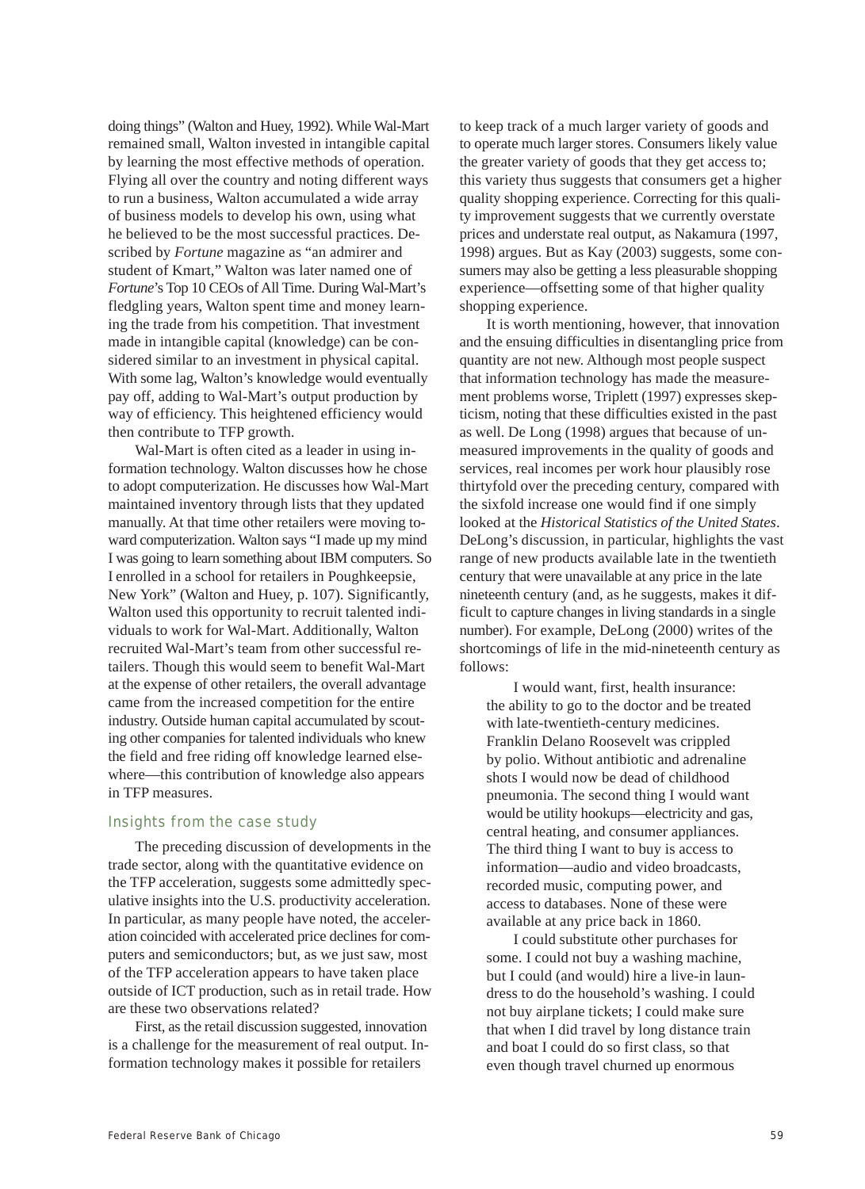doing things" (Walton and Huey, 1992). While Wal-Mart remained small, Walton invested in intangible capital by learning the most effective methods of operation. Flying all over the country and noting different ways to run a business, Walton accumulated a wide array of business models to develop his own, using what he believed to be the most successful practices. Described by *Fortune* magazine as "an admirer and student of Kmart," Walton was later named one of *Fortune*'s Top 10 CEOs of All Time. During Wal-Mart's fledgling years, Walton spent time and money learning the trade from his competition. That investment made in intangible capital (knowledge) can be considered similar to an investment in physical capital. With some lag, Walton's knowledge would eventually pay off, adding to Wal-Mart's output production by way of efficiency. This heightened efficiency would then contribute to TFP growth.

Wal-Mart is often cited as a leader in using information technology. Walton discusses how he chose to adopt computerization. He discusses how Wal-Mart maintained inventory through lists that they updated manually. At that time other retailers were moving toward computerization. Walton says "I made up my mind I was going to learn something about IBM computers. So I enrolled in a school for retailers in Poughkeepsie, New York" (Walton and Huey, p. 107). Significantly, Walton used this opportunity to recruit talented individuals to work for Wal-Mart. Additionally, Walton recruited Wal-Mart's team from other successful retailers. Though this would seem to benefit Wal-Mart at the expense of other retailers, the overall advantage came from the increased competition for the entire industry. Outside human capital accumulated by scouting other companies for talented individuals who knew the field and free riding off knowledge learned elsewhere—this contribution of knowledge also appears in TFP measures.

## Insights from the case study

The preceding discussion of developments in the trade sector, along with the quantitative evidence on the TFP acceleration, suggests some admittedly speculative insights into the U.S. productivity acceleration. In particular, as many people have noted, the acceleration coincided with accelerated price declines for computers and semiconductors; but, as we just saw, most of the TFP acceleration appears to have taken place outside of ICT production, such as in retail trade. How are these two observations related?

First, as the retail discussion suggested, innovation is a challenge for the measurement of real output. Information technology makes it possible for retailers to keep track of a much larger variety of goods and to operate much larger stores. Consumers likely value the greater variety of goods that they get access to; this variety thus suggests that consumers get a higher quality shopping experience. Correcting for this quality improvement suggests that we currently overstate prices and understate real output, as Nakamura (1997, 1998) argues. But as Kay (2003) suggests, some consumers may also be getting a less pleasurable shopping experience—offsetting some of that higher quality shopping experience.

It is worth mentioning, however, that innovation and the ensuing difficulties in disentangling price from quantity are not new. Although most people suspect that information technology has made the measurement problems worse, Triplett (1997) expresses skepticism, noting that these difficulties existed in the past as well. De Long (1998) argues that because of unmeasured improvements in the quality of goods and services, real incomes per work hour plausibly rose thirtyfold over the preceding century, compared with the sixfold increase one would find if one simply looked at the *Historical Statistics of the United States*. DeLong's discussion, in particular, highlights the vast range of new products available late in the twentieth century that were unavailable at any price in the late nineteenth century (and, as he suggests, makes it difficult to capture changes in living standards in a single number). For example, DeLong (2000) writes of the shortcomings of life in the mid-nineteenth century as follows:

> I would want, first, health insurance: the ability to go to the doctor and be treated with late-twentieth-century medicines. Franklin Delano Roosevelt was crippled by polio. Without antibiotic and adrenaline shots I would now be dead of childhood pneumonia. The second thing I would want would be utility hookups—electricity and gas, central heating, and consumer appliances. The third thing I want to buy is access to information—audio and video broadcasts, recorded music, computing power, and access to databases. None of these were available at any price back in 1860.
>
> I could substitute other purchases for some. I could not buy a washing machine, but I could (and would) hire a live-in laundress to do the household's washing. I could not buy airplane tickets; I could make sure that when I did travel by long distance train and boat I could do so first class, so that even though travel churned up enormous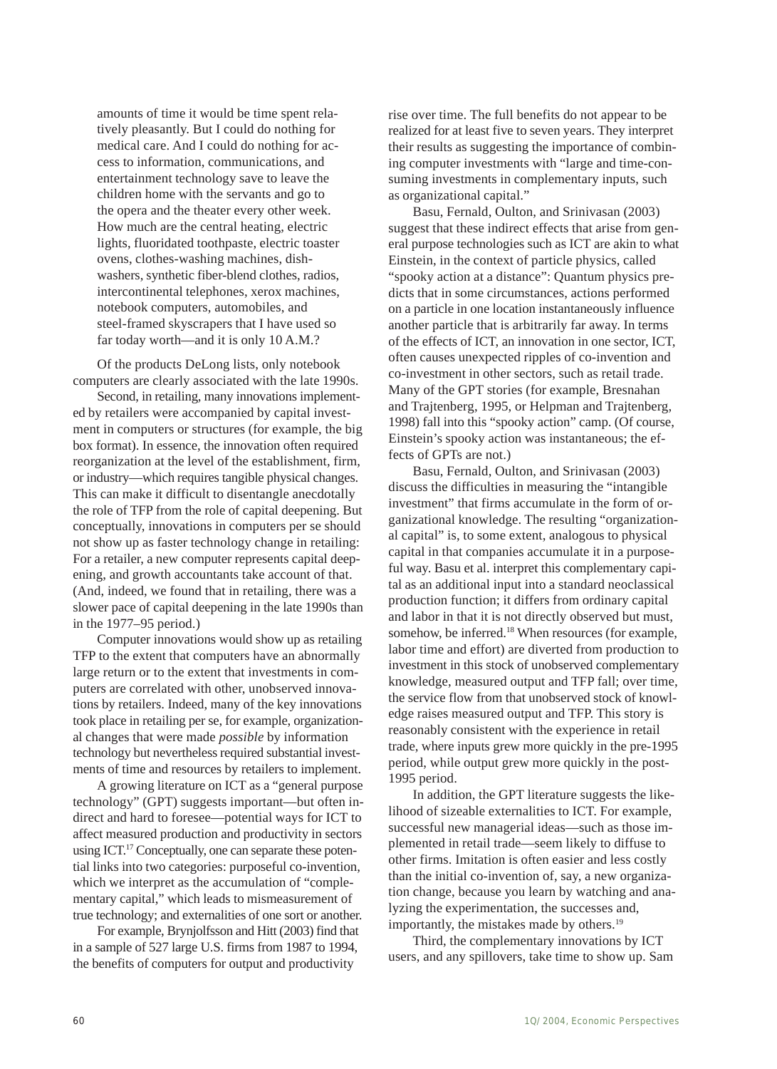> amounts of time it would be time spent relatively pleasantly. But I could do nothing for medical care. And I could do nothing for access to information, communications, and entertainment technology save to leave the children home with the servants and go to the opera and the theater every other week. How much are the central heating, electric lights, fluoridated toothpaste, electric toaster ovens, clothes-washing machines, dishwashers, synthetic fiber-blend clothes, radios, intercontinental telephones, xerox machines, notebook computers, automobiles, and steel-framed skyscrapers that I have used so far today worth—and it is only 10 A.M.?

Of the products DeLong lists, only notebook computers are clearly associated with the late 1990s.

Second, in retailing, many innovations implemented by retailers were accompanied by capital investment in computers or structures (for example, the big box format). In essence, the innovation often required reorganization at the level of the establishment, firm, or industry—which requires tangible physical changes. This can make it difficult to disentangle anecdotally the role of TFP from the role of capital deepening. But conceptually, innovations in computers per se should not show up as faster technology change in retailing: For a retailer, a new computer represents capital deepening, and growth accountants take account of that. (And, indeed, we found that in retailing, there was a slower pace of capital deepening in the late 1990s than in the 1977–95 period.)

Computer innovations would show up as retailing TFP to the extent that computers have an abnormally large return or to the extent that investments in computers are correlated with other, unobserved innovations by retailers. Indeed, many of the key innovations took place in retailing per se, for example, organizational changes that were made *possible* by information technology but nevertheless required substantial investments of time and resources by retailers to implement.

A growing literature on ICT as a "general purpose technology" (GPT) suggests important—but often indirect and hard to foresee—potential ways for ICT to affect measured production and productivity in sectors using ICT.[17] Conceptually, one can separate these potential links into two categories: purposeful co-invention, which we interpret as the accumulation of "complementary capital," which leads to mismeasurement of true technology; and externalities of one sort or another.

For example, Brynjolfsson and Hitt (2003) find that in a sample of 527 large U.S. firms from 1987 to 1994, the benefits of computers for output and productivity rise over time. The full benefits do not appear to be realized for at least five to seven years. They interpret their results as suggesting the importance of combining computer investments with "large and time-consuming investments in complementary inputs, such as organizational capital."

Basu, Fernald, Oulton, and Srinivasan (2003) suggest that these indirect effects that arise from general purpose technologies such as ICT are akin to what Einstein, in the context of particle physics, called "spooky action at a distance": Quantum physics predicts that in some circumstances, actions performed on a particle in one location instantaneously influence another particle that is arbitrarily far away. In terms of the effects of ICT, an innovation in one sector, ICT, often causes unexpected ripples of co-invention and co-investment in other sectors, such as retail trade. Many of the GPT stories (for example, Bresnahan and Trajtenberg, 1995, or Helpman and Trajtenberg, 1998) fall into this "spooky action" camp. (Of course, Einstein's spooky action was instantaneous; the effects of GPTs are not.)

Basu, Fernald, Oulton, and Srinivasan (2003) discuss the difficulties in measuring the "intangible investment" that firms accumulate in the form of organizational knowledge. The resulting "organizational capital" is, to some extent, analogous to physical capital in that companies accumulate it in a purposeful way. Basu et al. interpret this complementary capital as an additional input into a standard neoclassical production function; it differs from ordinary capital and labor in that it is not directly observed but must, somehow, be inferred.[18] When resources (for example, labor time and effort) are diverted from production to investment in this stock of unobserved complementary knowledge, measured output and TFP fall; over time, the service flow from that unobserved stock of knowledge raises measured output and TFP. This story is reasonably consistent with the experience in retail trade, where inputs grew more quickly in the pre-1995 period, while output grew more quickly in the post-1995 period.

In addition, the GPT literature suggests the likelihood of sizeable externalities to ICT. For example, successful new managerial ideas—such as those implemented in retail trade—seem likely to diffuse to other firms. Imitation is often easier and less costly than the initial co-invention of, say, a new organization change, because you learn by watching and analyzing the experimentation, the successes and, importantly, the mistakes made by others.[19]

Third, the complementary innovations by ICT users, and any spillovers, take time to show up. Sam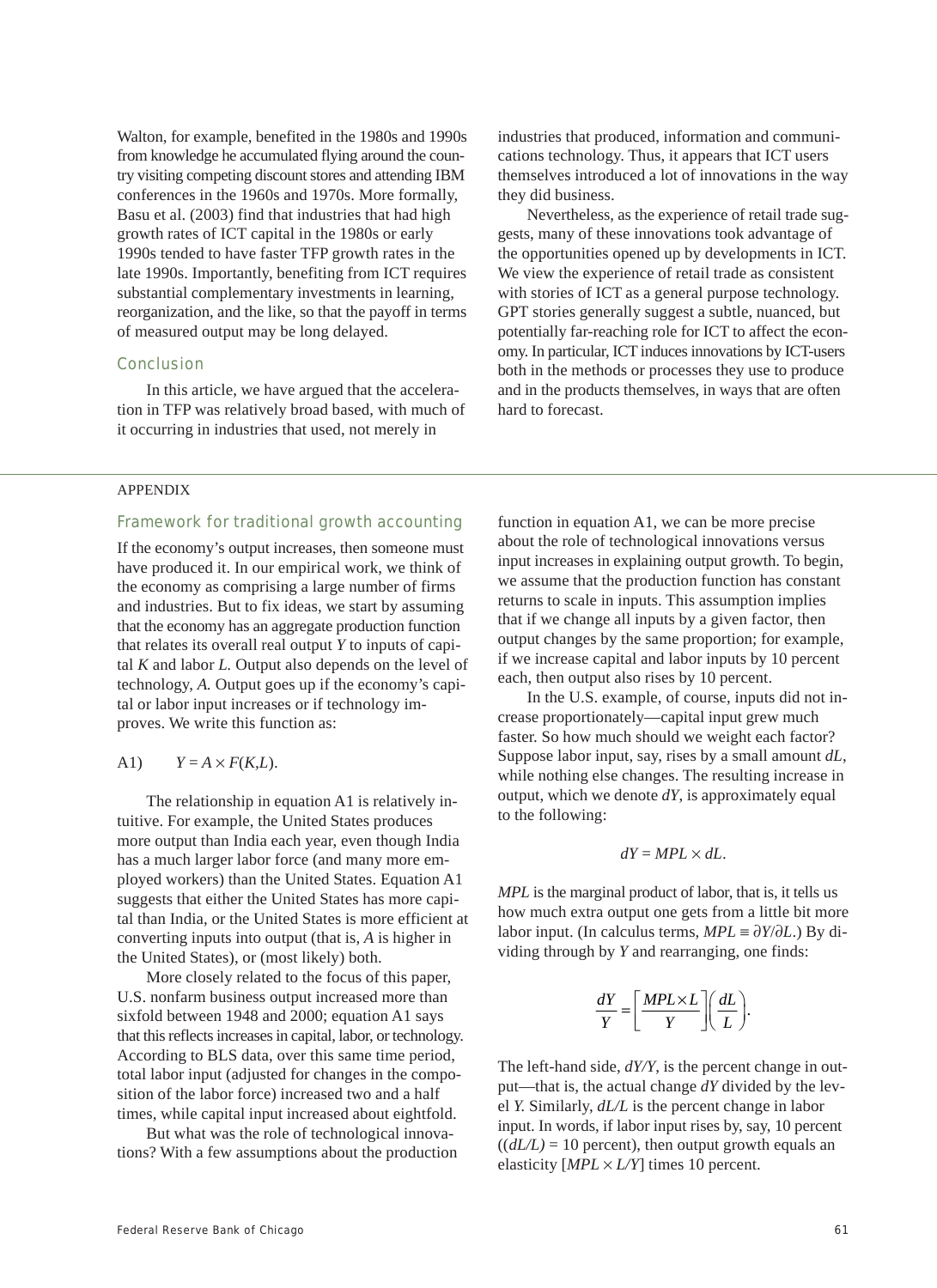Walton, for example, benefited in the 1980s and 1990s from knowledge he accumulated flying around the country visiting competing discount stores and attending IBM conferences in the 1960s and 1970s. More formally, Basu et al. (2003) find that industries that had high growth rates of ICT capital in the 1980s or early 1990s tended to have faster TFP growth rates in the late 1990s. Importantly, benefiting from ICT requires substantial complementary investments in learning, reorganization, and the like, so that the payoff in terms of measured output may be long delayed.

## Conclusion

In this article, we have argued that the acceleration in TFP was relatively broad based, with much of it occurring in industries that used, not merely in industries that produced, information and communications technology. Thus, it appears that ICT users themselves introduced a lot of innovations in the way they did business.

Nevertheless, as the experience of retail trade suggests, many of these innovations took advantage of the opportunities opened up by developments in ICT. We view the experience of retail trade as consistent with stories of ICT as a general purpose technology. GPT stories generally suggest a subtle, nuanced, but potentially far-reaching role for ICT to affect the economy. In particular, ICT induces innovations by ICT-users both in the methods or processes they use to produce and in the products themselves, in ways that are often hard to forecast.

## APPENDIX

### Framework for traditional growth accounting

If the economy's output increases, then someone must have produced it. In our empirical work, we think of the economy as comprising a large number of firms and industries. But to fix ideas, we start by assuming that the economy has an aggregate production function that relates its overall real output $Y$ to inputs of capital $K$ and labor $L$. Output also depends on the level of technology, $A$. Output goes up if the economy's capital or labor input increases or if technology improves. We write this function as:

A1) $$Y = A \times F(K,L).$$

The relationship in equation A1 is relatively intuitive. For example, the United States produces more output than India each year, even though India has a much larger labor force (and many more employed workers) than the United States. Equation A1 suggests that either the United States has more capital than India, or the United States is more efficient at converting inputs into output (that is, $A$ is higher in the United States), or (most likely) both.

More closely related to the focus of this paper, U.S. nonfarm business output increased more than sixfold between 1948 and 2000; equation A1 says that this reflects increases in capital, labor, or technology. According to BLS data, over this same time period, total labor input (adjusted for changes in the composition of the labor force) increased two and a half times, while capital input increased about eightfold.

But what was the role of technological innovations? With a few assumptions about the production function in equation A1, we can be more precise about the role of technological innovations versus input increases in explaining output growth. To begin, we assume that the production function has constant returns to scale in inputs. This assumption implies that if we change all inputs by a given factor, then output changes by the same proportion; for example, if we increase capital and labor inputs by 10 percent each, then output also rises by 10 percent.

In the U.S. example, of course, inputs did not increase proportionately—capital input grew much faster. So how much should we weight each factor? Suppose labor input, say, rises by a small amount $dL$, while nothing else changes. The resulting increase in output, which we denote $dY$, is approximately equal to the following:

$$dY = MPL \times dL.$$

$MPL$ is the marginal product of labor, that is, it tells us how much extra output one gets from a little bit more labor input. (In calculus terms, $MPL \equiv \partial Y/\partial L$.) By dividing through by $Y$ and rearranging, one finds:

$$\frac{dY}{Y} = \left[\frac{MPL \times L}{Y}\right]\left(\frac{dL}{L}\right).$$

The left-hand side, $dY/Y$, is the percent change in output—that is, the actual change $dY$ divided by the level $Y$. Similarly, $dL/L$ is the percent change in labor input. In words, if labor input rises by, say, 10 percent ($(dL/L)$ = 10 percent), then output growth equals an elasticity $[MPL \times L/Y]$ times 10 percent.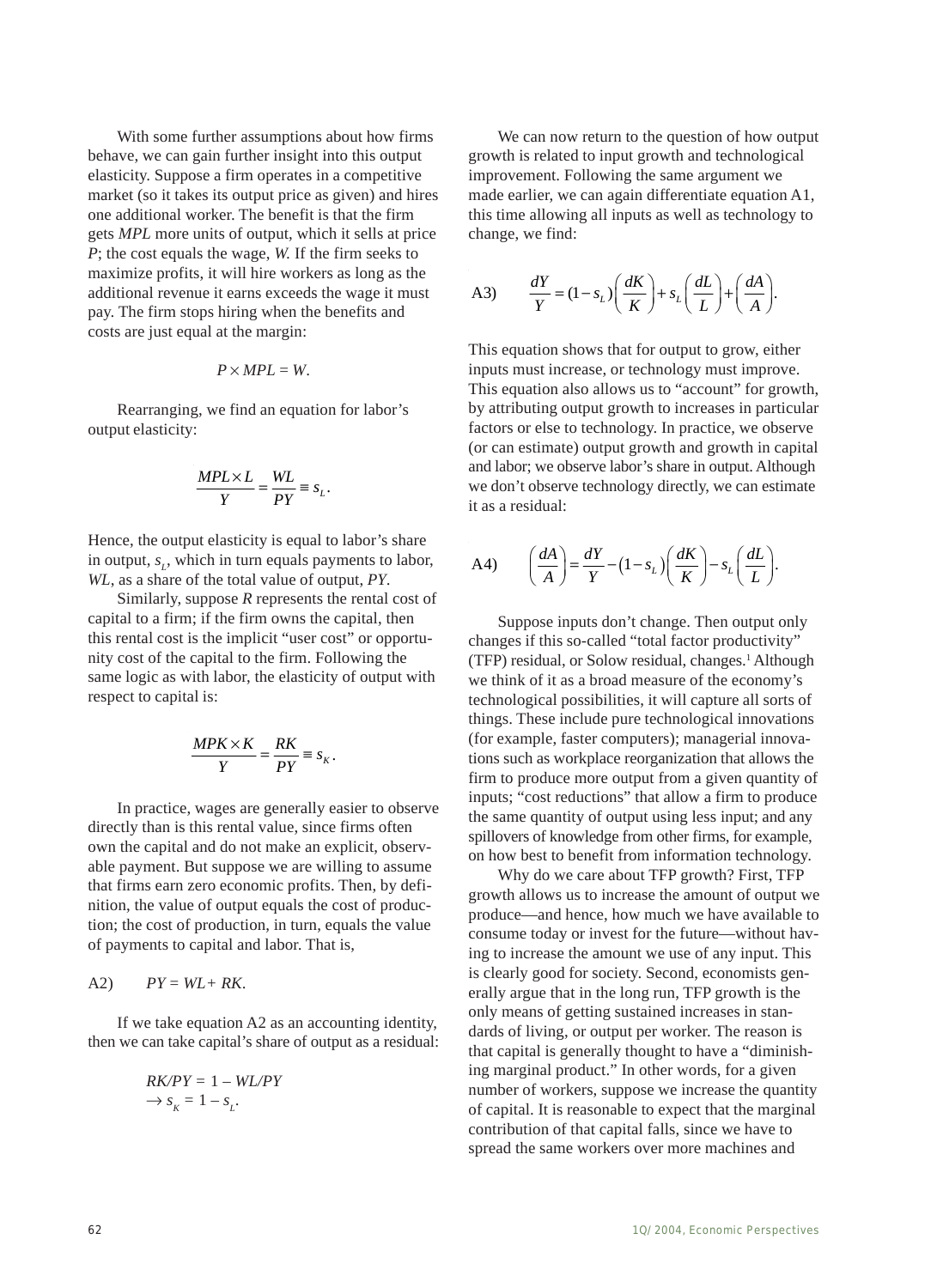With some further assumptions about how firms behave, we can gain further insight into this output elasticity. Suppose a firm operates in a competitive market (so it takes its output price as given) and hires one additional worker. The benefit is that the firm gets *MPL* more units of output, which it sells at price *P*; the cost equals the wage, *W*. If the firm seeks to maximize profits, it will hire workers as long as the additional revenue it earns exceeds the wage it must pay. The firm stops hiring when the benefits and costs are just equal at the margin:

$$P \times MPL = W.$$

Rearranging, we find an equation for labor's output elasticity:

$$\frac{MPL \times L}{Y} = \frac{WL}{PY} \equiv s_L.$$

Hence, the output elasticity is equal to labor's share in output, $s_L$, which in turn equals payments to labor, *WL*, as a share of the total value of output, *PY*.

Similarly, suppose *R* represents the rental cost of capital to a firm; if the firm owns the capital, then this rental cost is the implicit "user cost" or opportunity cost of the capital to the firm. Following the same logic as with labor, the elasticity of output with respect to capital is:

$$\frac{MPK \times K}{Y} = \frac{RK}{PY} \equiv s_K.$$

In practice, wages are generally easier to observe directly than is this rental value, since firms often own the capital and do not make an explicit, observable payment. But suppose we are willing to assume that firms earn zero economic profits. Then, by definition, the value of output equals the cost of production; the cost of production, in turn, equals the value of payments to capital and labor. That is,

A2) $PY = WL + RK.$

If we take equation A2 as an accounting identity, then we can take capital's share of output as a residual:

$$RK/PY = 1 - WL/PY$$
$$\rightarrow s_K = 1 - s_L.$$

We can now return to the question of how output growth is related to input growth and technological improvement. Following the same argument we made earlier, we can again differentiate equation A1, this time allowing all inputs as well as technology to change, we find:

A3) $$\frac{dY}{Y} = (1 - s_L)\left(\frac{dK}{K}\right) + s_L\left(\frac{dL}{L}\right) + \left(\frac{dA}{A}\right).$$

This equation shows that for output to grow, either inputs must increase, or technology must improve. This equation also allows us to "account" for growth, by attributing output growth to increases in particular factors or else to technology. In practice, we observe (or can estimate) output growth and growth in capital and labor; we observe labor's share in output. Although we don't observe technology directly, we can estimate it as a residual:

A4) $$\left(\frac{dA}{A}\right) = \frac{dY}{Y} - (1 - s_L)\left(\frac{dK}{K}\right) - s_L\left(\frac{dL}{L}\right).$$

Suppose inputs don't change. Then output only changes if this so-called "total factor productivity" (TFP) residual, or Solow residual, changes.[1] Although we think of it as a broad measure of the economy's technological possibilities, it will capture all sorts of things. These include pure technological innovations (for example, faster computers); managerial innovations such as workplace reorganization that allows the firm to produce more output from a given quantity of inputs; "cost reductions" that allow a firm to produce the same quantity of output using less input; and any spillovers of knowledge from other firms, for example, on how best to benefit from information technology.

Why do we care about TFP growth? First, TFP growth allows us to increase the amount of output we produce—and hence, how much we have available to consume today or invest for the future—without having to increase the amount we use of any input. This is clearly good for society. Second, economists generally argue that in the long run, TFP growth is the only means of getting sustained increases in standards of living, or output per worker. The reason is that capital is generally thought to have a "diminishing marginal product." In other words, for a given number of workers, suppose we increase the quantity of capital. It is reasonable to expect that the marginal contribution of that capital falls, since we have to spread the same workers over more machines and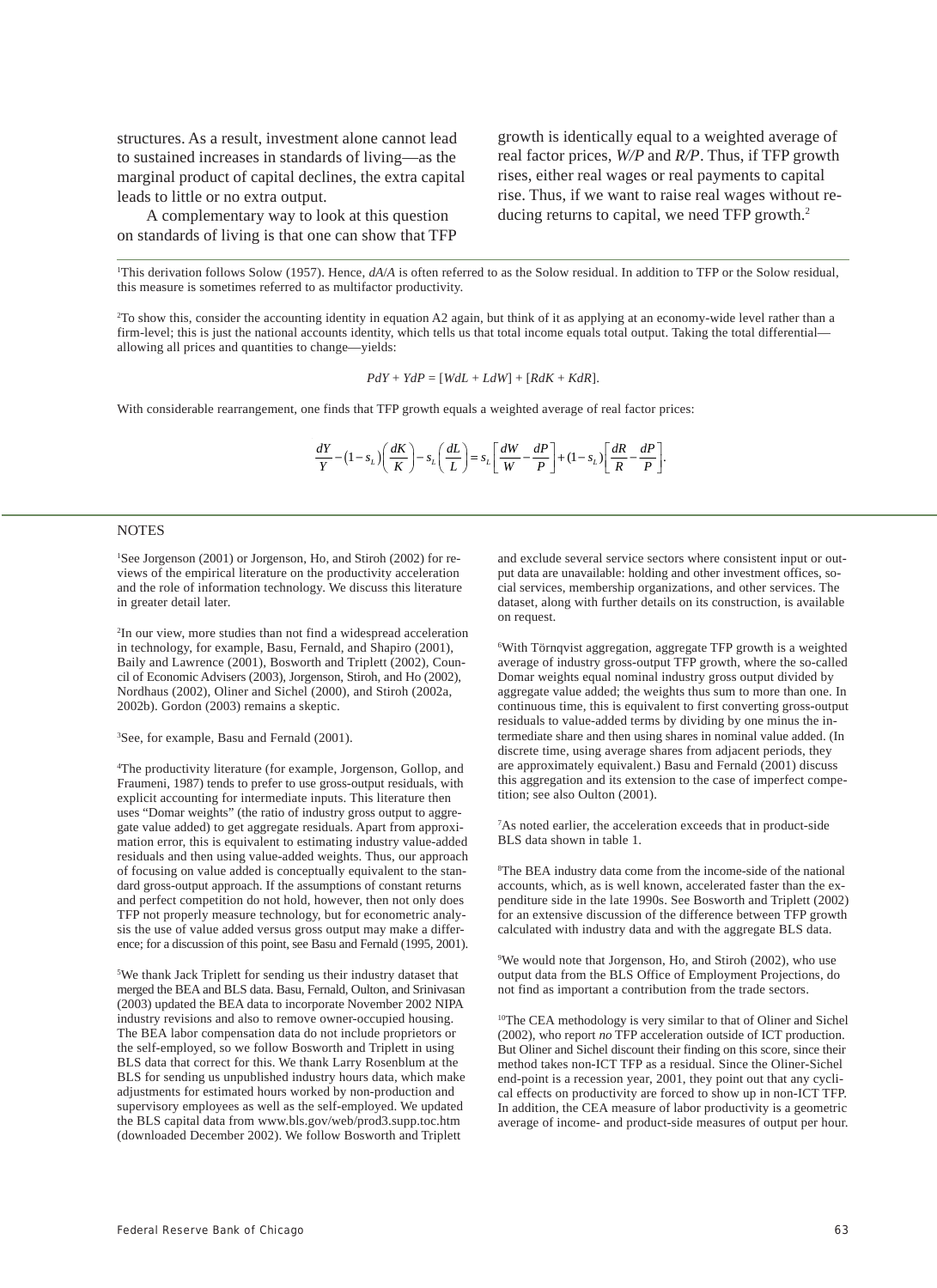structures. As a result, investment alone cannot lead to sustained increases in standards of living—as the marginal product of capital declines, the extra capital leads to little or no extra output.

A complementary way to look at this question on standards of living is that one can show that TFP growth is identically equal to a weighted average of real factor prices, $W/P$ and $R/P$. Thus, if TFP growth rises, either real wages or real payments to capital rise. Thus, if we want to raise real wages without reducing returns to capital, we need TFP growth.[2]

---

[1]This derivation follows Solow (1957). Hence, $dA/A$ is often referred to as the Solow residual. In addition to TFP or the Solow residual, this measure is sometimes referred to as multifactor productivity.

[2]To show this, consider the accounting identity in equation A2 again, but think of it as applying at an economy-wide level rather than a firm-level; this is just the national accounts identity, which tells us that total income equals total output. Taking the total differential—allowing all prices and quantities to change—yields:

$$PdY + YdP = [WdL + LdW] + [RdK + KdR].$$

With considerable rearrangement, one finds that TFP growth equals a weighted average of real factor prices:

$$\frac{dY}{Y} - (1 - s_L)\left(\frac{dK}{K}\right) - s_L\left(\frac{dL}{L}\right) = s_L\left[\frac{dW}{W} - \frac{dP}{P}\right] + (1 - s_L)\left[\frac{dR}{R} - \frac{dP}{P}\right].$$

---

NOTES

[1]See Jorgenson (2001) or Jorgenson, Ho, and Stiroh (2002) for reviews of the empirical literature on the productivity acceleration and the role of information technology. We discuss this literature in greater detail later.

[2]In our view, more studies than not find a widespread acceleration in technology, for example, Basu, Fernald, and Shapiro (2001), Baily and Lawrence (2001), Bosworth and Triplett (2002), Council of Economic Advisers (2003), Jorgenson, Stiroh, and Ho (2002), Nordhaus (2002), Oliner and Sichel (2000), and Stiroh (2002a, 2002b). Gordon (2003) remains a skeptic.

[3]See, for example, Basu and Fernald (2001).

[4]The productivity literature (for example, Jorgenson, Gollop, and Fraumeni, 1987) tends to prefer to use gross-output residuals, with explicit accounting for intermediate inputs. This literature then uses "Domar weights" (the ratio of industry gross output to aggregate value added) to get aggregate residuals. Apart from approximation error, this is equivalent to estimating industry value-added residuals and then using value-added weights. Thus, our approach of focusing on value added is conceptually equivalent to the standard gross-output approach. If the assumptions of constant returns and perfect competition do not hold, however, then not only does TFP not properly measure technology, but for econometric analysis the use of value added versus gross output may make a difference; for a discussion of this point, see Basu and Fernald (1995, 2001).

[5]We thank Jack Triplett for sending us their industry dataset that merged the BEA and BLS data. Basu, Fernald, Oulton, and Srinivasan (2003) updated the BEA data to incorporate November 2002 NIPA industry revisions and also to remove owner-occupied housing. The BEA labor compensation data do not include proprietors or the self-employed, so we follow Bosworth and Triplett in using BLS data that correct for this. We thank Larry Rosenblum at the BLS for sending us unpublished industry hours data, which make adjustments for estimated hours worked by non-production and supervisory employees as well as the self-employed. We updated the BLS capital data from www.bls.gov/web/prod3.supp.toc.htm (downloaded December 2002). We follow Bosworth and Triplett and exclude several service sectors where consistent input or output data are unavailable: holding and other investment offices, social services, membership organizations, and other services. The dataset, along with further details on its construction, is available on request.

[6]With Törnqvist aggregation, aggregate TFP growth is a weighted average of industry gross-output TFP growth, where the so-called Domar weights equal nominal industry gross output divided by aggregate value added; the weights thus sum to more than one. In continuous time, this is equivalent to first converting gross-output residuals to value-added terms by dividing by one minus the intermediate share and then using shares in nominal value added. (In discrete time, using average shares from adjacent periods, they are approximately equivalent.) Basu and Fernald (2001) discuss this aggregation and its extension to the case of imperfect competition; see also Oulton (2001).

[7]As noted earlier, the acceleration exceeds that in product-side BLS data shown in table 1.

[8]The BEA industry data come from the income-side of the national accounts, which, as is well known, accelerated faster than the expenditure side in the late 1990s. See Bosworth and Triplett (2002) for an extensive discussion of the difference between TFP growth calculated with industry data and with the aggregate BLS data.

[9]We would note that Jorgenson, Ho, and Stiroh (2002), who use output data from the BLS Office of Employment Projections, do not find as important a contribution from the trade sectors.

[10]The CEA methodology is very similar to that of Oliner and Sichel (2002), who report *no* TFP acceleration outside of ICT production. But Oliner and Sichel discount their finding on this score, since their method takes non-ICT TFP as a residual. Since the Oliner-Sichel end-point is a recession year, 2001, they point out that any cyclical effects on productivity are forced to show up in non-ICT TFP. In addition, the CEA measure of labor productivity is a geometric average of income- and product-side measures of output per hour.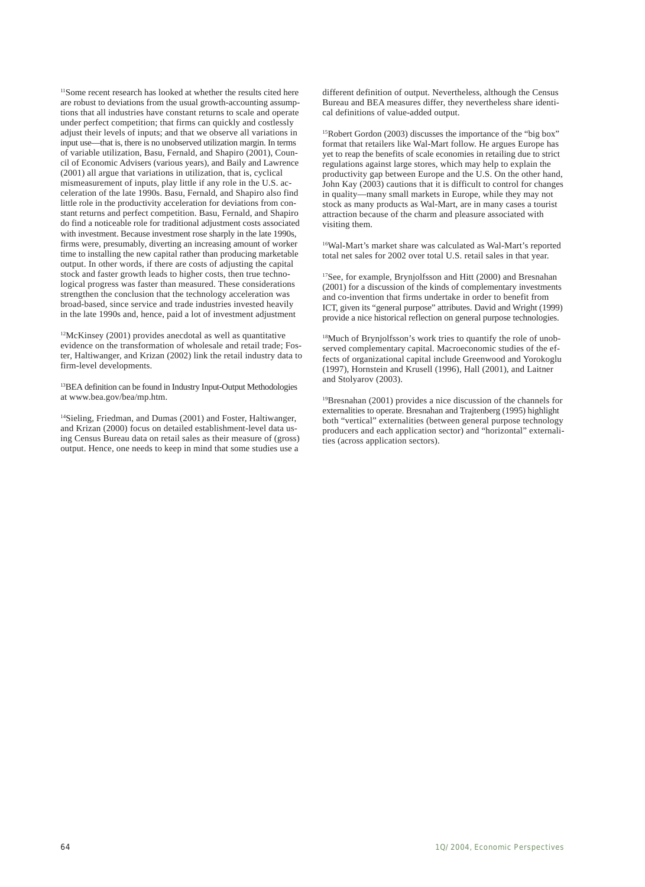[11]Some recent research has looked at whether the results cited here are robust to deviations from the usual growth-accounting assumptions that all industries have constant returns to scale and operate under perfect competition; that firms can quickly and costlessly adjust their levels of inputs; and that we observe all variations in input use—that is, there is no unobserved utilization margin. In terms of variable utilization, Basu, Fernald, and Shapiro (2001), Council of Economic Advisers (various years), and Baily and Lawrence (2001) all argue that variations in utilization, that is, cyclical mismeasurement of inputs, play little if any role in the U.S. acceleration of the late 1990s. Basu, Fernald, and Shapiro also find little role in the productivity acceleration for deviations from constant returns and perfect competition. Basu, Fernald, and Shapiro do find a noticeable role for traditional adjustment costs associated with investment. Because investment rose sharply in the late 1990s, firms were, presumably, diverting an increasing amount of worker time to installing the new capital rather than producing marketable output. In other words, if there are costs of adjusting the capital stock and faster growth leads to higher costs, then true technological progress was faster than measured. These considerations strengthen the conclusion that the technology acceleration was broad-based, since service and trade industries invested heavily in the late 1990s and, hence, paid a lot of investment adjustment

[12]McKinsey (2001) provides anecdotal as well as quantitative evidence on the transformation of wholesale and retail trade; Foster, Haltiwanger, and Krizan (2002) link the retail industry data to firm-level developments.

[13]BEA definition can be found in Industry Input-Output Methodologies at www.bea.gov/bea/mp.htm.

[14]Sieling, Friedman, and Dumas (2001) and Foster, Haltiwanger, and Krizan (2000) focus on detailed establishment-level data using Census Bureau data on retail sales as their measure of (gross) output. Hence, one needs to keep in mind that some studies use a different definition of output. Nevertheless, although the Census Bureau and BEA measures differ, they nevertheless share identical definitions of value-added output.

[15]Robert Gordon (2003) discusses the importance of the "big box" format that retailers like Wal-Mart follow. He argues Europe has yet to reap the benefits of scale economies in retailing due to strict regulations against large stores, which may help to explain the productivity gap between Europe and the U.S. On the other hand, John Kay (2003) cautions that it is difficult to control for changes in quality—many small markets in Europe, while they may not stock as many products as Wal-Mart, are in many cases a tourist attraction because of the charm and pleasure associated with visiting them.

[16]Wal-Mart's market share was calculated as Wal-Mart's reported total net sales for 2002 over total U.S. retail sales in that year.

[17]See, for example, Brynjolfsson and Hitt (2000) and Bresnahan (2001) for a discussion of the kinds of complementary investments and co-invention that firms undertake in order to benefit from ICT, given its "general purpose" attributes. David and Wright (1999) provide a nice historical reflection on general purpose technologies.

[18]Much of Brynjolfsson's work tries to quantify the role of unobserved complementary capital. Macroeconomic studies of the effects of organizational capital include Greenwood and Yorokoglu (1997), Hornstein and Krusell (1996), Hall (2001), and Laitner and Stolyarov (2003).

[19]Bresnahan (2001) provides a nice discussion of the channels for externalities to operate. Bresnahan and Trajtenberg (1995) highlight both "vertical" externalities (between general purpose technology producers and each application sector) and "horizontal" externalities (across application sectors).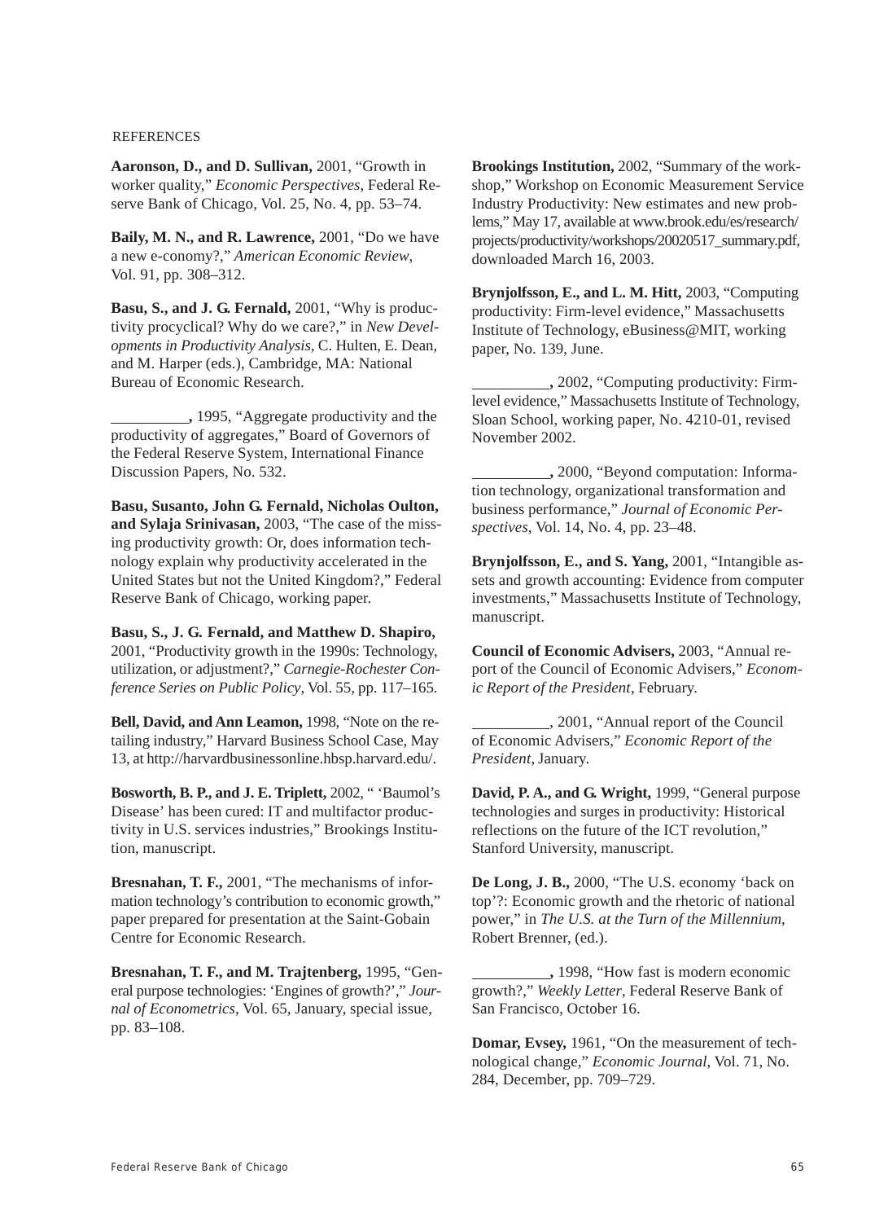REFERENCES

**Aaronson, D., and D. Sullivan,** 2001, "Growth in worker quality," *Economic Perspectives*, Federal Reserve Bank of Chicago, Vol. 25, No. 4, pp. 53–74.

**Baily, M. N., and R. Lawrence,** 2001, "Do we have a new e-conomy?," *American Economic Review*, Vol. 91, pp. 308–312.

**Basu, S., and J. G. Fernald,** 2001, "Why is productivity procyclical? Why do we care?," in *New Developments in Productivity Analysis*, C. Hulten, E. Dean, and M. Harper (eds.), Cambridge, MA: National Bureau of Economic Research.

__________**,** 1995, "Aggregate productivity and the productivity of aggregates," Board of Governors of the Federal Reserve System, International Finance Discussion Papers, No. 532.

**Basu, Susanto, John G. Fernald, Nicholas Oulton, and Sylaja Srinivasan,** 2003, "The case of the missing productivity growth: Or, does information technology explain why productivity accelerated in the United States but not the United Kingdom?," Federal Reserve Bank of Chicago, working paper.

**Basu, S., J. G. Fernald, and Matthew D. Shapiro,** 2001, "Productivity growth in the 1990s: Technology, utilization, or adjustment?," *Carnegie-Rochester Conference Series on Public Policy*, Vol. 55, pp. 117–165.

**Bell, David, and Ann Leamon,** 1998, "Note on the retailing industry," Harvard Business School Case, May 13, at http://harvardbusinessonline.hbsp.harvard.edu/.

**Bosworth, B. P., and J. E. Triplett,** 2002, " 'Baumol's Disease' has been cured: IT and multifactor productivity in U.S. services industries," Brookings Institution, manuscript.

**Bresnahan, T. F.,** 2001, "The mechanisms of information technology's contribution to economic growth," paper prepared for presentation at the Saint-Gobain Centre for Economic Research.

**Bresnahan, T. F., and M. Trajtenberg,** 1995, "General purpose technologies: 'Engines of growth?'," *Journal of Econometrics*, Vol. 65, January, special issue, pp. 83–108.

**Brookings Institution,** 2002, "Summary of the workshop," Workshop on Economic Measurement Service Industry Productivity: New estimates and new problems," May 17, available at www.brook.edu/es/research/projects/productivity/workshops/20020517_summary.pdf, downloaded March 16, 2003.

**Brynjolfsson, E., and L. M. Hitt,** 2003, "Computing productivity: Firm-level evidence," Massachusetts Institute of Technology, eBusiness@MIT, working paper, No. 139, June.

__________**,** 2002, "Computing productivity: Firm-level evidence," Massachusetts Institute of Technology, Sloan School, working paper, No. 4210-01, revised November 2002.

__________**,** 2000, "Beyond computation: Information technology, organizational transformation and business performance," *Journal of Economic Perspectives*, Vol. 14, No. 4, pp. 23–48.

**Brynjolfsson, E., and S. Yang,** 2001, "Intangible assets and growth accounting: Evidence from computer investments," Massachusetts Institute of Technology, manuscript.

**Council of Economic Advisers,** 2003, "Annual report of the Council of Economic Advisers," *Economic Report of the President*, February.

__________, 2001, "Annual report of the Council of Economic Advisers," *Economic Report of the President*, January.

**David, P. A., and G. Wright,** 1999, "General purpose technologies and surges in productivity: Historical reflections on the future of the ICT revolution," Stanford University, manuscript.

**De Long, J. B.,** 2000, "The U.S. economy 'back on top'?: Economic growth and the rhetoric of national power," in *The U.S. at the Turn of the Millennium*, Robert Brenner, (ed.).

__________**,** 1998, "How fast is modern economic growth?," *Weekly Letter*, Federal Reserve Bank of San Francisco, October 16.

**Domar, Evsey,** 1961, "On the measurement of technological change," *Economic Journal*, Vol. 71, No. 284, December, pp. 709–729.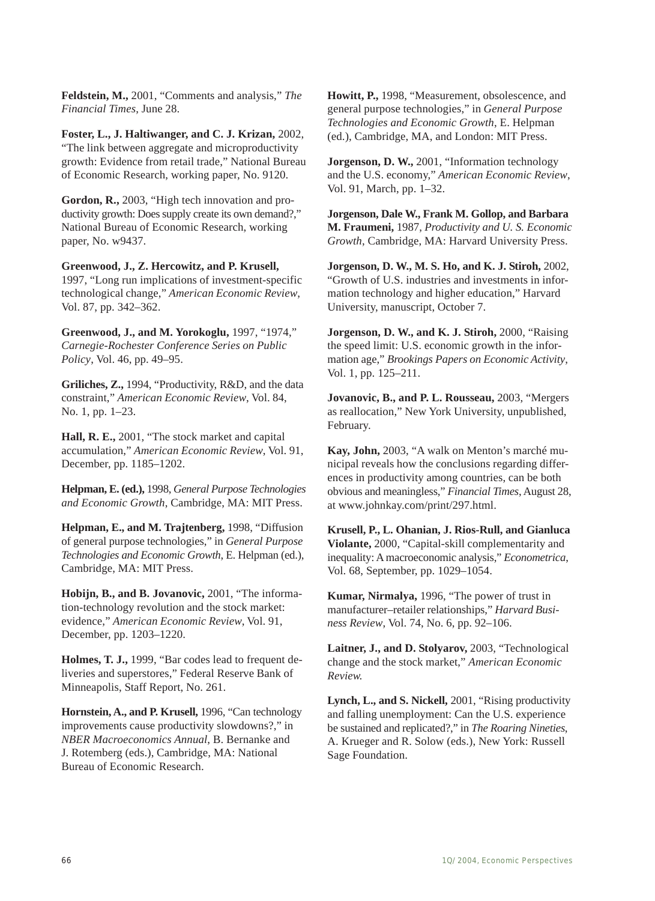**Feldstein, M.,** 2001, "Comments and analysis," *The Financial Times*, June 28.

**Foster, L., J. Haltiwanger, and C. J. Krizan,** 2002, "The link between aggregate and microproductivity growth: Evidence from retail trade," National Bureau of Economic Research, working paper, No. 9120.

**Gordon, R.,** 2003, "High tech innovation and productivity growth: Does supply create its own demand?," National Bureau of Economic Research, working paper, No. w9437.

**Greenwood, J., Z. Hercowitz, and P. Krusell,** 1997, "Long run implications of investment-specific technological change," *American Economic Review*, Vol. 87, pp. 342–362.

**Greenwood, J., and M. Yorokoglu,** 1997, "1974," *Carnegie-Rochester Conference Series on Public Policy*, Vol. 46, pp. 49–95.

**Griliches, Z.,** 1994, "Productivity, R&D, and the data constraint," *American Economic Review*, Vol. 84, No. 1, pp. 1–23.

**Hall, R. E.,** 2001, "The stock market and capital accumulation," *American Economic Review*, Vol. 91, December, pp. 1185–1202.

**Helpman, E. (ed.),** 1998, *General Purpose Technologies and Economic Growth*, Cambridge, MA: MIT Press.

**Helpman, E., and M. Trajtenberg,** 1998, "Diffusion of general purpose technologies," in *General Purpose Technologies and Economic Growth*, E. Helpman (ed.), Cambridge, MA: MIT Press.

**Hobijn, B., and B. Jovanovic,** 2001, "The information-technology revolution and the stock market: evidence," *American Economic Review*, Vol. 91, December, pp. 1203–1220.

**Holmes, T. J.,** 1999, "Bar codes lead to frequent deliveries and superstores," Federal Reserve Bank of Minneapolis, Staff Report, No. 261.

**Hornstein, A., and P. Krusell,** 1996, "Can technology improvements cause productivity slowdowns?," in *NBER Macroeconomics Annual*, B. Bernanke and J. Rotemberg (eds.), Cambridge, MA: National Bureau of Economic Research.

**Howitt, P.,** 1998, "Measurement, obsolescence, and general purpose technologies," in *General Purpose Technologies and Economic Growth*, E. Helpman (ed.), Cambridge, MA, and London: MIT Press.

**Jorgenson, D. W.,** 2001, "Information technology and the U.S. economy," *American Economic Review*, Vol. 91, March, pp. 1–32.

**Jorgenson, Dale W., Frank M. Gollop, and Barbara M. Fraumeni,** 1987, *Productivity and U. S. Economic Growth*, Cambridge, MA: Harvard University Press.

**Jorgenson, D. W., M. S. Ho, and K. J. Stiroh,** 2002, "Growth of U.S. industries and investments in information technology and higher education," Harvard University, manuscript, October 7.

**Jorgenson, D. W., and K. J. Stiroh,** 2000, "Raising the speed limit: U.S. economic growth in the information age," *Brookings Papers on Economic Activity*, Vol. 1, pp. 125–211.

**Jovanovic, B., and P. L. Rousseau,** 2003, "Mergers as reallocation," New York University, unpublished, February.

**Kay, John,** 2003, "A walk on Menton's marché municipal reveals how the conclusions regarding differences in productivity among countries, can be both obvious and meaningless," *Financial Times*, August 28, at www.johnkay.com/print/297.html.

**Krusell, P., L. Ohanian, J. Rios-Rull, and Gianluca Violante,** 2000, "Capital-skill complementarity and inequality: A macroeconomic analysis," *Econometrica*, Vol. 68, September, pp. 1029–1054.

**Kumar, Nirmalya,** 1996, "The power of trust in manufacturer–retailer relationships," *Harvard Business Review*, Vol. 74, No. 6, pp. 92–106.

**Laitner, J., and D. Stolyarov,** 2003, "Technological change and the stock market," *American Economic Review*.

**Lynch, L., and S. Nickell,** 2001, "Rising productivity and falling unemployment: Can the U.S. experience be sustained and replicated?," in *The Roaring Nineties*, A. Krueger and R. Solow (eds.), New York: Russell Sage Foundation.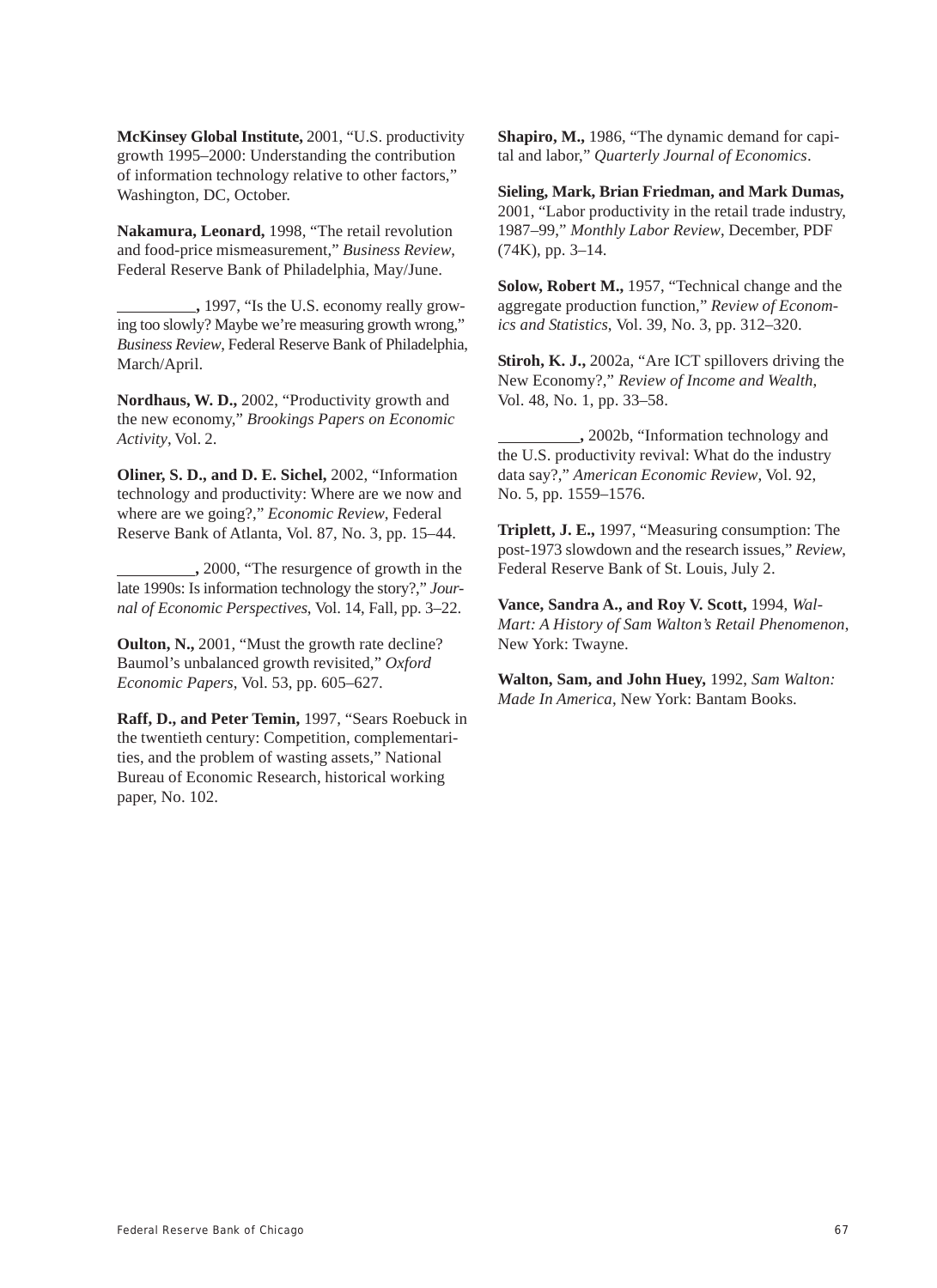**McKinsey Global Institute,** 2001, "U.S. productivity growth 1995–2000: Understanding the contribution of information technology relative to other factors," Washington, DC, October.

**Nakamura, Leonard,** 1998, "The retail revolution and food-price mismeasurement," *Business Review*, Federal Reserve Bank of Philadelphia, May/June.

**__________,** 1997, "Is the U.S. economy really growing too slowly? Maybe we're measuring growth wrong," *Business Review*, Federal Reserve Bank of Philadelphia, March/April.

**Nordhaus, W. D.,** 2002, "Productivity growth and the new economy," *Brookings Papers on Economic Activity*, Vol. 2.

**Oliner, S. D., and D. E. Sichel,** 2002, "Information technology and productivity: Where are we now and where are we going?," *Economic Review*, Federal Reserve Bank of Atlanta, Vol. 87, No. 3, pp. 15–44.

**__________,** 2000, "The resurgence of growth in the late 1990s: Is information technology the story?," *Journal of Economic Perspectives*, Vol. 14, Fall, pp. 3–22.

**Oulton, N.,** 2001, "Must the growth rate decline? Baumol's unbalanced growth revisited," *Oxford Economic Papers*, Vol. 53, pp. 605–627.

**Raff, D., and Peter Temin,** 1997, "Sears Roebuck in the twentieth century: Competition, complementarities, and the problem of wasting assets," National Bureau of Economic Research, historical working paper, No. 102.

**Shapiro, M.,** 1986, "The dynamic demand for capital and labor," *Quarterly Journal of Economics*.

**Sieling, Mark, Brian Friedman, and Mark Dumas,** 2001, "Labor productivity in the retail trade industry, 1987–99," *Monthly Labor Review*, December, PDF (74K), pp. 3–14.

**Solow, Robert M.,** 1957, "Technical change and the aggregate production function," *Review of Economics and Statistics*, Vol. 39, No. 3, pp. 312–320.

**Stiroh, K. J.,** 2002a, "Are ICT spillovers driving the New Economy?," *Review of Income and Wealth*, Vol. 48, No. 1, pp. 33–58.

**__________,** 2002b, "Information technology and the U.S. productivity revival: What do the industry data say?," *American Economic Review*, Vol. 92, No. 5, pp. 1559–1576.

**Triplett, J. E.,** 1997, "Measuring consumption: The post-1973 slowdown and the research issues," *Review*, Federal Reserve Bank of St. Louis, July 2.

**Vance, Sandra A., and Roy V. Scott,** 1994, *Wal-Mart: A History of Sam Walton's Retail Phenomenon*, New York: Twayne.

**Walton, Sam, and John Huey,** 1992, *Sam Walton: Made In America*, New York: Bantam Books.